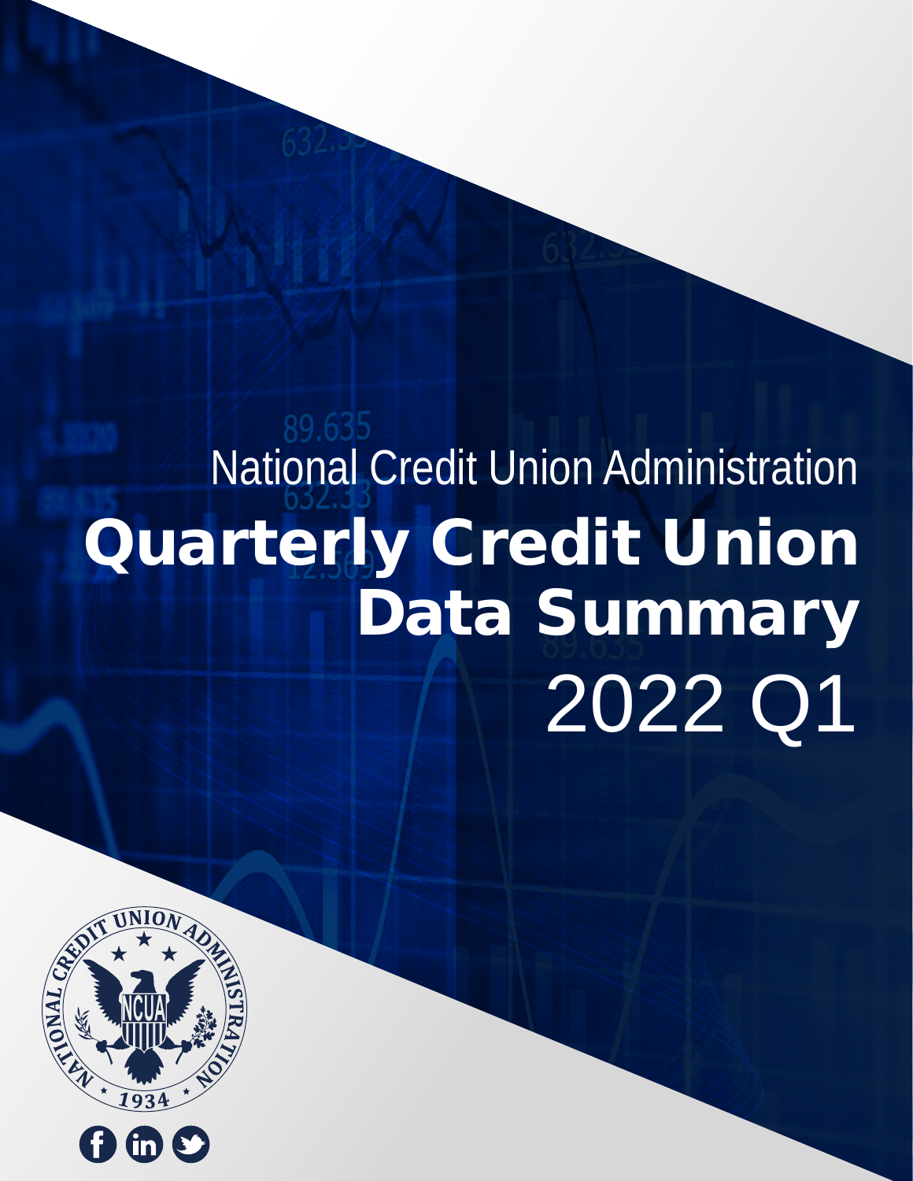National Credit Union Administration

# Quarterly Credit Union Data Summary

2022 Q1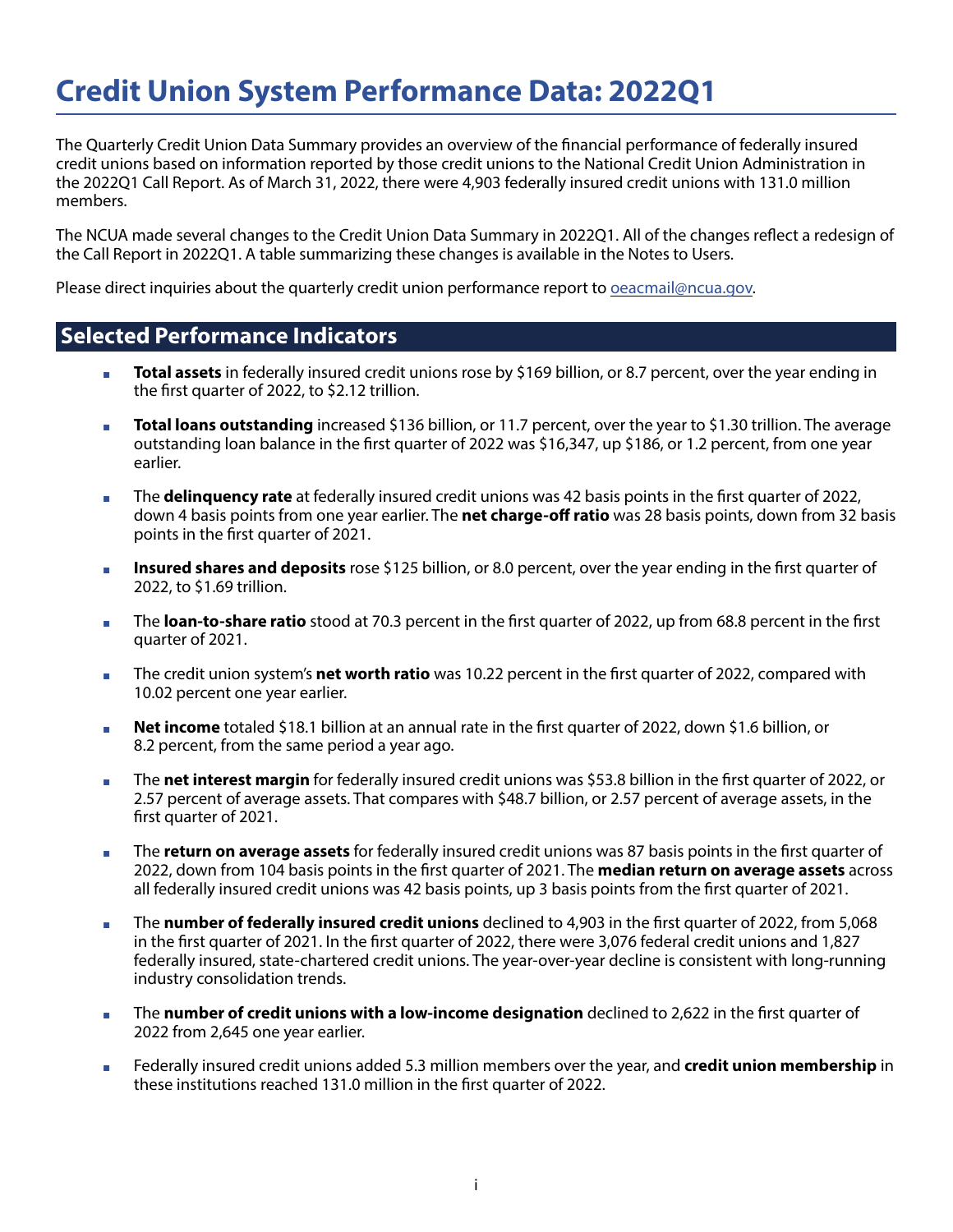# Credit Union System Performance Data: 2022Q1

The Quarterly Credit Union Data Summary provides an overview of the financial performance of federally insured credit unions based on information reported by those credit unions to the National Credit Union Administration in the 2022Q1 Call Report. As of March 31, 2022, there were 4,903 federally insured credit unions with 131.0 million members.

The NCUA made several changes to the Credit Union Data Summary in 2022Q1. All of the changes reflect a redesign of the Call Report in 2022Q1. A table summarizing these changes is available in the Notes to Users.

Please direct inquiries about the quarterly credit union performance report to oeacmail@ncua.gov.

## Selected Performance Indicators

- **Total assets** in federally insured credit unions rose by $169 billion, or 8.7 percent, over the year ending in the first quarter of 2022, to $2.12 trillion.
- **Total loans outstanding** increased $136 billion, or 11.7 percent, over the year to $1.30 trillion. The average outstanding loan balance in the first quarter of 2022 was $16,347, up $186, or 1.2 percent, from one year earlier.
- The **delinquency rate** at federally insured credit unions was 42 basis points in the first quarter of 2022, down 4 basis points from one year earlier. The **net charge-off ratio** was 28 basis points, down from 32 basis points in the first quarter of 2021.
- **Insured shares and deposits** rose $125 billion, or 8.0 percent, over the year ending in the first quarter of 2022, to $1.69 trillion.
- The **loan-to-share ratio** stood at 70.3 percent in the first quarter of 2022, up from 68.8 percent in the first quarter of 2021.
- The credit union system's **net worth ratio** was 10.22 percent in the first quarter of 2022, compared with 10.02 percent one year earlier.
- **Net income** totaled $18.1 billion at an annual rate in the first quarter of 2022, down $1.6 billion, or 8.2 percent, from the same period a year ago.
- The **net interest margin** for federally insured credit unions was $53.8 billion in the first quarter of 2022, or 2.57 percent of average assets. That compares with $48.7 billion, or 2.57 percent of average assets, in the first quarter of 2021.
- The **return on average assets** for federally insured credit unions was 87 basis points in the first quarter of 2022, down from 104 basis points in the first quarter of 2021. The **median return on average assets** across all federally insured credit unions was 42 basis points, up 3 basis points from the first quarter of 2021.
- The **number of federally insured credit unions** declined to 4,903 in the first quarter of 2022, from 5,068 in the first quarter of 2021. In the first quarter of 2022, there were 3,076 federal credit unions and 1,827 federally insured, state-chartered credit unions. The year-over-year decline is consistent with long-running industry consolidation trends.
- The **number of credit unions with a low-income designation** declined to 2,622 in the first quarter of 2022 from 2,645 one year earlier.
- Federally insured credit unions added 5.3 million members over the year, and **credit union membership** in these institutions reached 131.0 million in the first quarter of 2022.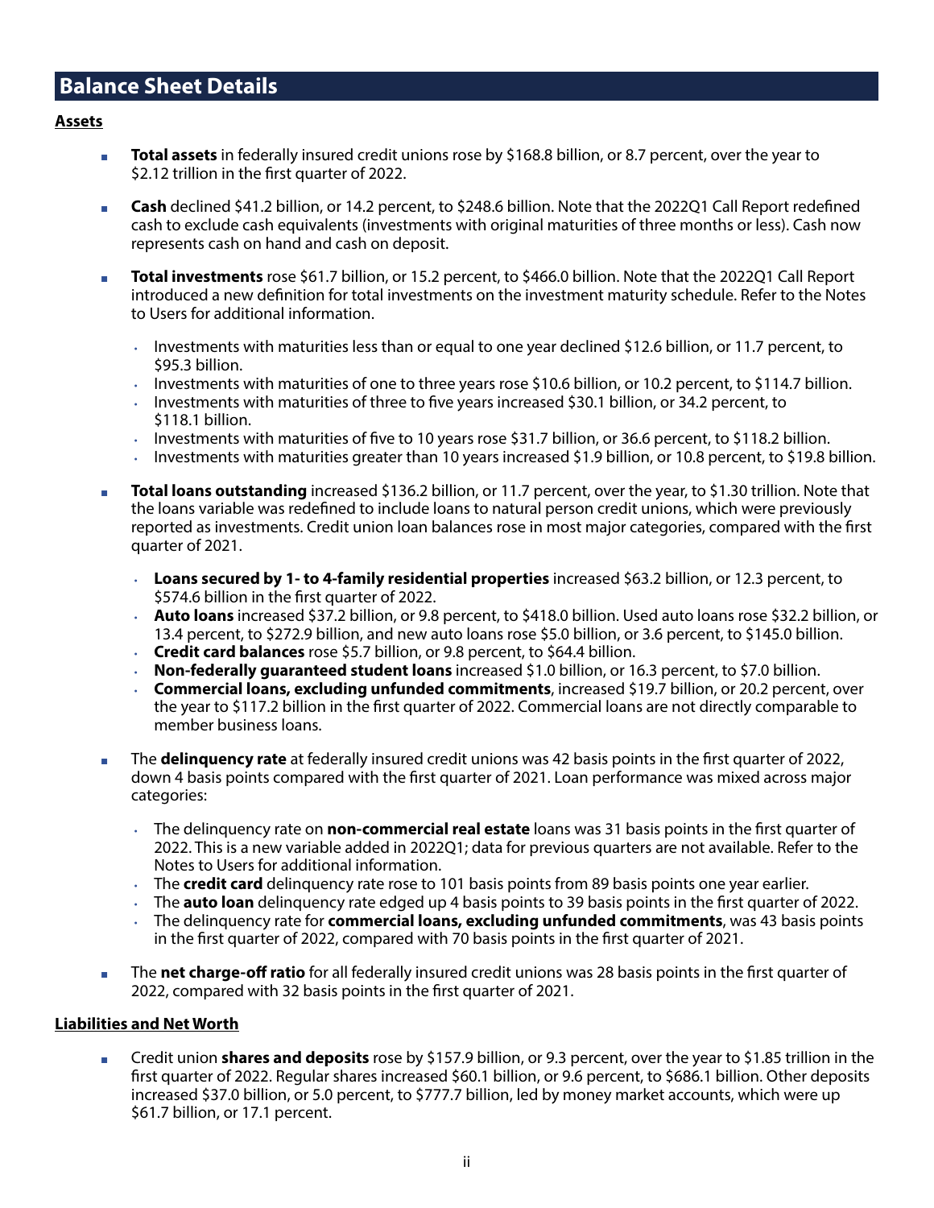## Balance Sheet Details

**Assets**

- **Total assets** in federally insured credit unions rose by $168.8 billion, or 8.7 percent, over the year to $2.12 trillion in the first quarter of 2022.
- **Cash** declined $41.2 billion, or 14.2 percent, to $248.6 billion. Note that the 2022Q1 Call Report redefined cash to exclude cash equivalents (investments with original maturities of three months or less). Cash now represents cash on hand and cash on deposit.
- **Total investments** rose $61.7 billion, or 15.2 percent, to $466.0 billion. Note that the 2022Q1 Call Report introduced a new definition for total investments on the investment maturity schedule. Refer to the Notes to Users for additional information.
    - Investments with maturities less than or equal to one year declined $12.6 billion, or 11.7 percent, to $95.3 billion.
    - Investments with maturities of one to three years rose $10.6 billion, or 10.2 percent, to $114.7 billion.
    - Investments with maturities of three to five years increased $30.1 billion, or 34.2 percent, to $118.1 billion.
    - Investments with maturities of five to 10 years rose $31.7 billion, or 36.6 percent, to $118.2 billion.
    - Investments with maturities greater than 10 years increased $1.9 billion, or 10.8 percent, to $19.8 billion.
- **Total loans outstanding** increased $136.2 billion, or 11.7 percent, over the year, to $1.30 trillion. Note that the loans variable was redefined to include loans to natural person credit unions, which were previously reported as investments. Credit union loan balances rose in most major categories, compared with the first quarter of 2021.
    - **Loans secured by 1- to 4-family residential properties** increased $63.2 billion, or 12.3 percent, to $574.6 billion in the first quarter of 2022.
    - **Auto loans** increased $37.2 billion, or 9.8 percent, to $418.0 billion. Used auto loans rose $32.2 billion, or 13.4 percent, to $272.9 billion, and new auto loans rose $5.0 billion, or 3.6 percent, to $145.0 billion.
    - **Credit card balances** rose $5.7 billion, or 9.8 percent, to $64.4 billion.
    - **Non-federally guaranteed student loans** increased $1.0 billion, or 16.3 percent, to $7.0 billion.
    - **Commercial loans, excluding unfunded commitments**, increased $19.7 billion, or 20.2 percent, over the year to $117.2 billion in the first quarter of 2022. Commercial loans are not directly comparable to member business loans.
- The **delinquency rate** at federally insured credit unions was 42 basis points in the first quarter of 2022, down 4 basis points compared with the first quarter of 2021. Loan performance was mixed across major categories:
    - The delinquency rate on **non-commercial real estate** loans was 31 basis points in the first quarter of 2022. This is a new variable added in 2022Q1; data for previous quarters are not available. Refer to the Notes to Users for additional information.
    - The **credit card** delinquency rate rose to 101 basis points from 89 basis points one year earlier.
    - The **auto loan** delinquency rate edged up 4 basis points to 39 basis points in the first quarter of 2022.
    - The delinquency rate for **commercial loans, excluding unfunded commitments**, was 43 basis points in the first quarter of 2022, compared with 70 basis points in the first quarter of 2021.
- The **net charge-off ratio** for all federally insured credit unions was 28 basis points in the first quarter of 2022, compared with 32 basis points in the first quarter of 2021.

**Liabilities and Net Worth**

- Credit union **shares and deposits** rose by $157.9 billion, or 9.3 percent, over the year to $1.85 trillion in the first quarter of 2022. Regular shares increased $60.1 billion, or 9.6 percent, to $686.1 billion. Other deposits increased $37.0 billion, or 5.0 percent, to $777.7 billion, led by money market accounts, which were up $61.7 billion, or 17.1 percent.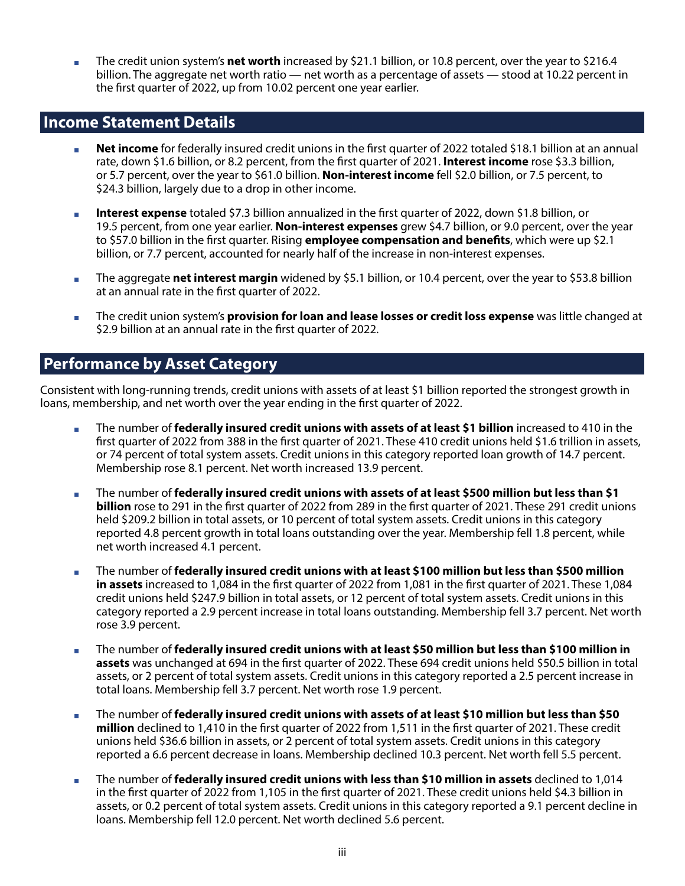- The credit union system's **net worth** increased by $21.1 billion, or 10.8 percent, over the year to $216.4 billion. The aggregate net worth ratio — net worth as a percentage of assets — stood at 10.22 percent in the first quarter of 2022, up from 10.02 percent one year earlier.

## Income Statement Details

- **Net income** for federally insured credit unions in the first quarter of 2022 totaled $18.1 billion at an annual rate, down $1.6 billion, or 8.2 percent, from the first quarter of 2021. **Interest income** rose $3.3 billion, or 5.7 percent, over the year to $61.0 billion. **Non-interest income** fell $2.0 billion, or 7.5 percent, to $24.3 billion, largely due to a drop in other income.
- **Interest expense** totaled $7.3 billion annualized in the first quarter of 2022, down $1.8 billion, or 19.5 percent, from one year earlier. **Non-interest expenses** grew $4.7 billion, or 9.0 percent, over the year to $57.0 billion in the first quarter. Rising **employee compensation and benefits**, which were up $2.1 billion, or 7.7 percent, accounted for nearly half of the increase in non-interest expenses.
- The aggregate **net interest margin** widened by $5.1 billion, or 10.4 percent, over the year to $53.8 billion at an annual rate in the first quarter of 2022.
- The credit union system's **provision for loan and lease losses or credit loss expense** was little changed at $2.9 billion at an annual rate in the first quarter of 2022.

## Performance by Asset Category

Consistent with long-running trends, credit unions with assets of at least $1 billion reported the strongest growth in loans, membership, and net worth over the year ending in the first quarter of 2022.

- The number of **federally insured credit unions with assets of at least $1 billion** increased to 410 in the first quarter of 2022 from 388 in the first quarter of 2021. These 410 credit unions held $1.6 trillion in assets, or 74 percent of total system assets. Credit unions in this category reported loan growth of 14.7 percent. Membership rose 8.1 percent. Net worth increased 13.9 percent.
- The number of **federally insured credit unions with assets of at least $500 million but less than $1 billion** rose to 291 in the first quarter of 2022 from 289 in the first quarter of 2021. These 291 credit unions held $209.2 billion in total assets, or 10 percent of total system assets. Credit unions in this category reported 4.8 percent growth in total loans outstanding over the year. Membership fell 1.8 percent, while net worth increased 4.1 percent.
- The number of **federally insured credit unions with at least $100 million but less than $500 million in assets** increased to 1,084 in the first quarter of 2022 from 1,081 in the first quarter of 2021. These 1,084 credit unions held $247.9 billion in total assets, or 12 percent of total system assets. Credit unions in this category reported a 2.9 percent increase in total loans outstanding. Membership fell 3.7 percent. Net worth rose 3.9 percent.
- The number of **federally insured credit unions with at least $50 million but less than $100 million in assets** was unchanged at 694 in the first quarter of 2022. These 694 credit unions held $50.5 billion in total assets, or 2 percent of total system assets. Credit unions in this category reported a 2.5 percent increase in total loans. Membership fell 3.7 percent. Net worth rose 1.9 percent.
- The number of **federally insured credit unions with assets of at least $10 million but less than $50 million** declined to 1,410 in the first quarter of 2022 from 1,511 in the first quarter of 2021. These credit unions held $36.6 billion in assets, or 2 percent of total system assets. Credit unions in this category reported a 6.6 percent decrease in loans. Membership declined 10.3 percent. Net worth fell 5.5 percent.
- The number of **federally insured credit unions with less than $10 million in assets** declined to 1,014 in the first quarter of 2022 from 1,105 in the first quarter of 2021. These credit unions held $4.3 billion in assets, or 0.2 percent of total system assets. Credit unions in this category reported a 9.1 percent decline in loans. Membership fell 12.0 percent. Net worth declined 5.6 percent.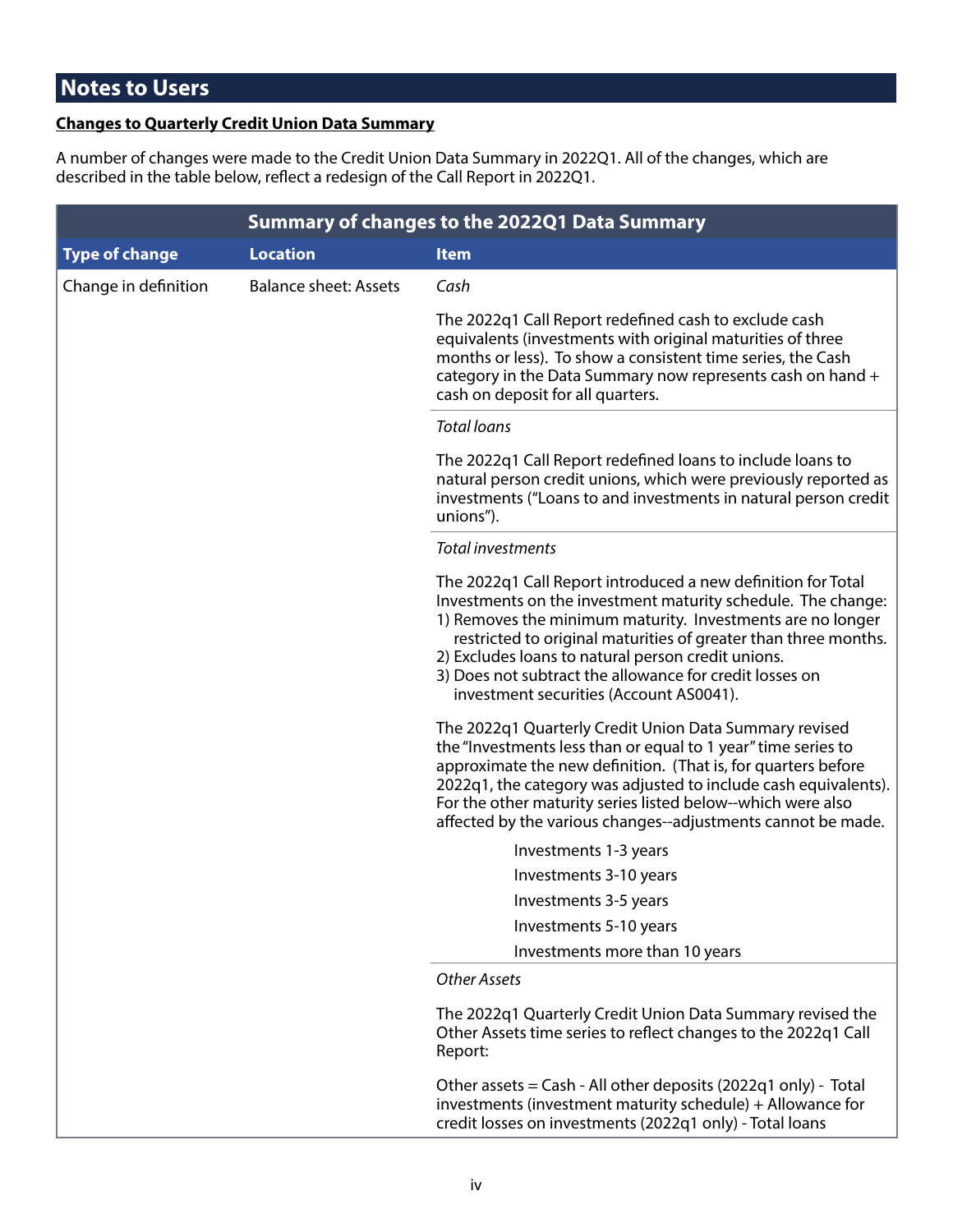## Notes to Users

**Changes to Quarterly Credit Union Data Summary**

A number of changes were made to the Credit Union Data Summary in 2022Q1. All of the changes, which are described in the table below, reflect a redesign of the Call Report in 2022Q1.

**Summary of changes to the 2022Q1 Data Summary**

| Type of change | Location | Item |
|---|---|---|
| Change in definition | Balance sheet: Assets | *Cash*<br><br>The 2022q1 Call Report redefined cash to exclude cash equivalents (investments with original maturities of three months or less). To show a consistent time series, the Cash category in the Data Summary now represents cash on hand + cash on deposit for all quarters. |
| | | *Total loans*<br><br>The 2022q1 Call Report redefined loans to include loans to natural person credit unions, which were previously reported as investments ("Loans to and investments in natural person credit unions"). |
| | | *Total investments*<br><br>The 2022q1 Call Report introduced a new definition for Total Investments on the investment maturity schedule. The change:<br>1) Removes the minimum maturity. Investments are no longer restricted to original maturities of greater than three months.<br>2) Excludes loans to natural person credit unions.<br>3) Does not subtract the allowance for credit losses on investment securities (Account AS0041).<br><br>The 2022q1 Quarterly Credit Union Data Summary revised the "Investments less than or equal to 1 year" time series to approximate the new definition. (That is, for quarters before 2022q1, the category was adjusted to include cash equivalents). For the other maturity series listed below--which were also affected by the various changes--adjustments cannot be made.<br><br>Investments 1-3 years<br>Investments 3-10 years<br>Investments 3-5 years<br>Investments 5-10 years<br>Investments more than 10 years |
| | | *Other Assets*<br><br>The 2022q1 Quarterly Credit Union Data Summary revised the Other Assets time series to reflect changes to the 2022q1 Call Report:<br><br>Other assets = Cash - All other deposits (2022q1 only) - Total investments (investment maturity schedule) + Allowance for credit losses on investments (2022q1 only) - Total loans |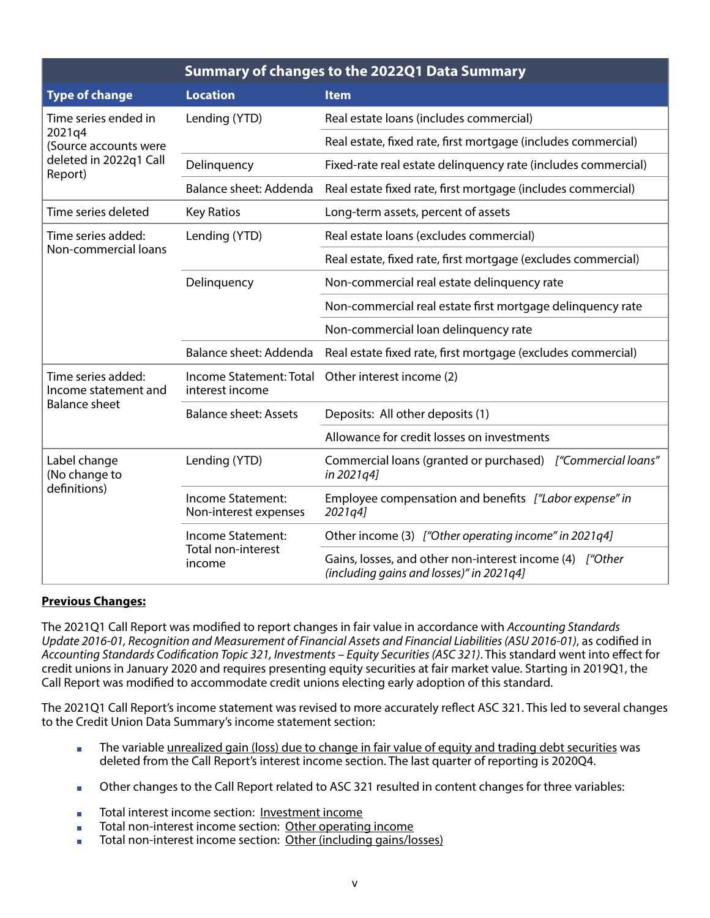| Summary of changes to the 2022Q1 Data Summary | | |
|---|---|---|
| **Type of change** | **Location** | **Item** |
| Time series ended in 2021q4 (Source accounts were deleted in 2022q1 Call Report) | Lending (YTD) | Real estate loans (includes commercial) |
| | | Real estate, fixed rate, first mortgage (includes commercial) |
| | Delinquency | Fixed-rate real estate delinquency rate (includes commercial) |
| | Balance sheet: Addenda | Real estate fixed rate, first mortgage (includes commercial) |
| Time series deleted | Key Ratios | Long-term assets, percent of assets |
| Time series added: Non-commercial loans | Lending (YTD) | Real estate loans (excludes commercial) |
| | | Real estate, fixed rate, first mortgage (excludes commercial) |
| | Delinquency | Non-commercial real estate delinquency rate |
| | | Non-commercial real estate first mortgage delinquency rate |
| | | Non-commercial loan delinquency rate |
| | Balance sheet: Addenda | Real estate fixed rate, first mortgage (excludes commercial) |
| Time series added: Income statement and Balance sheet | Income Statement: Total interest income | Other interest income (2) |
| | Balance sheet: Assets | Deposits: All other deposits (1) |
| | | Allowance for credit losses on investments |
| Label change (No change to definitions) | Lending (YTD) | Commercial loans (granted or purchased) *["Commercial loans" in 2021q4]* |
| | Income Statement: Non-interest expenses | Employee compensation and benefits *["Labor expense" in 2021q4]* |
| | Income Statement: Total non-interest income | Other income (3) *["Other operating income" in 2021q4]* |
| | | Gains, losses, and other non-interest income (4) *["Other (including gains and losses)" in 2021q4]* |

**Previous Changes:**

The 2021Q1 Call Report was modified to report changes in fair value in accordance with *Accounting Standards Update 2016-01, Recognition and Measurement of Financial Assets and Financial Liabilities (ASU 2016-01)*, as codified in *Accounting Standards Codification Topic 321, Investments – Equity Securities (ASC 321)*. This standard went into effect for credit unions in January 2020 and requires presenting equity securities at fair market value. Starting in 2019Q1, the Call Report was modified to accommodate credit unions electing early adoption of this standard.

The 2021Q1 Call Report's income statement was revised to more accurately reflect ASC 321. This led to several changes to the Credit Union Data Summary's income statement section:

- The variable unrealized gain (loss) due to change in fair value of equity and trading debt securities was deleted from the Call Report's interest income section. The last quarter of reporting is 2020Q4.
- Other changes to the Call Report related to ASC 321 resulted in content changes for three variables:
- Total interest income section: Investment income
- Total non-interest income section: Other operating income
- Total non-interest income section: Other (including gains/losses)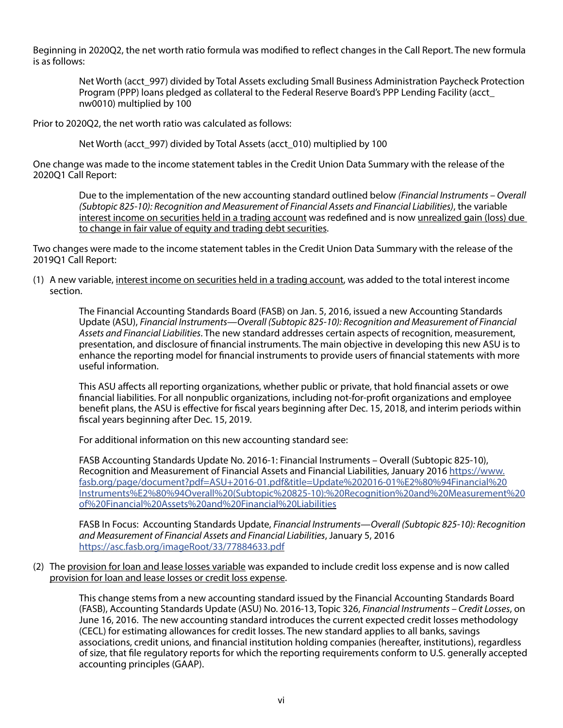Beginning in 2020Q2, the net worth ratio formula was modified to reflect changes in the Call Report. The new formula is as follows:

> Net Worth (acct_997) divided by Total Assets excluding Small Business Administration Paycheck Protection Program (PPP) loans pledged as collateral to the Federal Reserve Board's PPP Lending Facility (acct_nw0010) multiplied by 100

Prior to 2020Q2, the net worth ratio was calculated as follows:

> Net Worth (acct_997) divided by Total Assets (acct_010) multiplied by 100

One change was made to the income statement tables in the Credit Union Data Summary with the release of the 2020Q1 Call Report:

> Due to the implementation of the new accounting standard outlined below *(Financial Instruments – Overall (Subtopic 825-10): Recognition and Measurement of Financial Assets and Financial Liabilities)*, the variable interest income on securities held in a trading account was redefined and is now unrealized gain (loss) due to change in fair value of equity and trading debt securities.

Two changes were made to the income statement tables in the Credit Union Data Summary with the release of the 2019Q1 Call Report:

(1) A new variable, interest income on securities held in a trading account, was added to the total interest income section.

> The Financial Accounting Standards Board (FASB) on Jan. 5, 2016, issued a new Accounting Standards Update (ASU), *Financial Instruments—Overall (Subtopic 825-10): Recognition and Measurement of Financial Assets and Financial Liabilities*. The new standard addresses certain aspects of recognition, measurement, presentation, and disclosure of financial instruments. The main objective in developing this new ASU is to enhance the reporting model for financial instruments to provide users of financial statements with more useful information.
>
> This ASU affects all reporting organizations, whether public or private, that hold financial assets or owe financial liabilities. For all nonpublic organizations, including not-for-profit organizations and employee benefit plans, the ASU is effective for fiscal years beginning after Dec. 15, 2018, and interim periods within fiscal years beginning after Dec. 15, 2019.
>
> For additional information on this new accounting standard see:
>
> FASB Accounting Standards Update No. 2016-1: Financial Instruments – Overall (Subtopic 825-10), Recognition and Measurement of Financial Assets and Financial Liabilities, January 2016 https://www.fasb.org/page/document?pdf=ASU+2016-01.pdf&title=Update%202016-01%E2%80%94Financial%20Instruments%E2%80%94Overall%20(Subtopic%20825-10):%20Recognition%20and%20Measurement%20of%20Financial%20Assets%20and%20Financial%20Liabilities
>
> FASB In Focus: Accounting Standards Update, *Financial Instruments—Overall (Subtopic 825-10): Recognition and Measurement of Financial Assets and Financial Liabilities*, January 5, 2016 https://asc.fasb.org/imageRoot/33/77884633.pdf

(2) The provision for loan and lease losses variable was expanded to include credit loss expense and is now called provision for loan and lease losses or credit loss expense.

> This change stems from a new accounting standard issued by the Financial Accounting Standards Board (FASB), Accounting Standards Update (ASU) No. 2016-13, Topic 326, *Financial Instruments – Credit Losses*, on June 16, 2016. The new accounting standard introduces the current expected credit losses methodology (CECL) for estimating allowances for credit losses. The new standard applies to all banks, savings associations, credit unions, and financial institution holding companies (hereafter, institutions), regardless of size, that file regulatory reports for which the reporting requirements conform to U.S. generally accepted accounting principles (GAAP).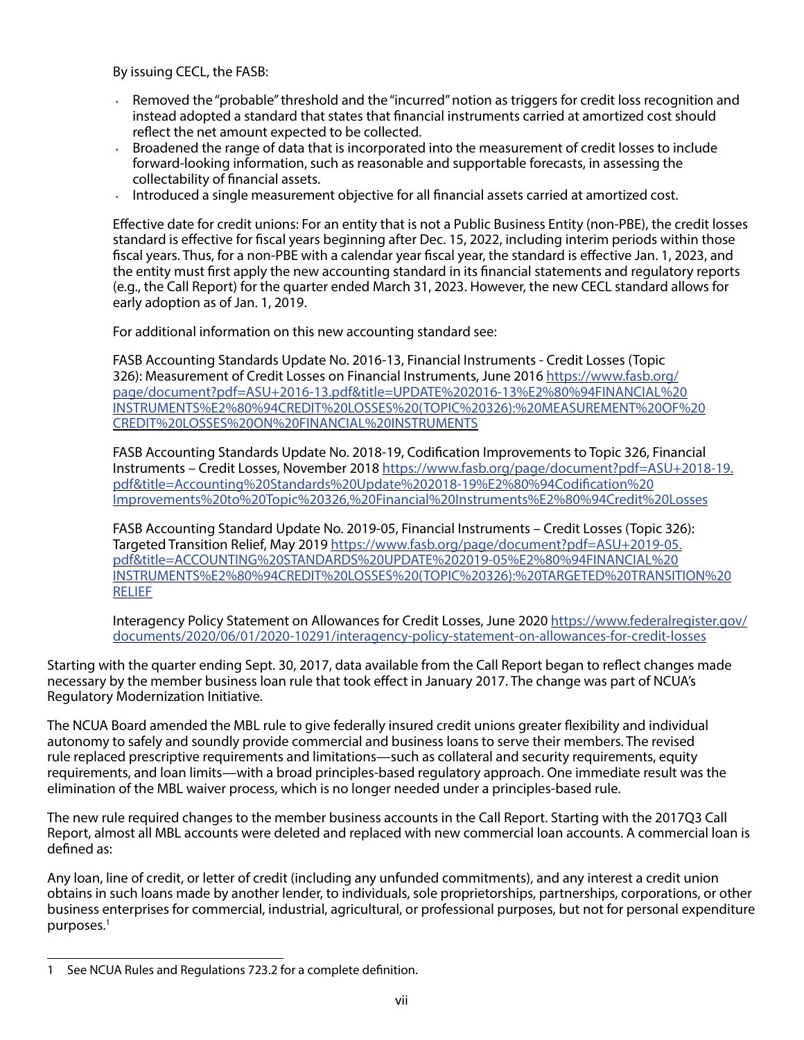By issuing CECL, the FASB:

- Removed the "probable" threshold and the "incurred" notion as triggers for credit loss recognition and instead adopted a standard that states that financial instruments carried at amortized cost should reflect the net amount expected to be collected.
- Broadened the range of data that is incorporated into the measurement of credit losses to include forward-looking information, such as reasonable and supportable forecasts, in assessing the collectability of financial assets.
- Introduced a single measurement objective for all financial assets carried at amortized cost.

Effective date for credit unions: For an entity that is not a Public Business Entity (non-PBE), the credit losses standard is effective for fiscal years beginning after Dec. 15, 2022, including interim periods within those fiscal years. Thus, for a non-PBE with a calendar year fiscal year, the standard is effective Jan. 1, 2023, and the entity must first apply the new accounting standard in its financial statements and regulatory reports (e.g., the Call Report) for the quarter ended March 31, 2023. However, the new CECL standard allows for early adoption as of Jan. 1, 2019.

For additional information on this new accounting standard see:

FASB Accounting Standards Update No. 2016-13, Financial Instruments - Credit Losses (Topic 326): Measurement of Credit Losses on Financial Instruments, June 2016 https://www.fasb.org/page/document?pdf=ASU+2016-13.pdf&title=UPDATE%202016-13%E2%80%94FINANCIAL%20INSTRUMENTS%E2%80%94CREDIT%20LOSSES%20(TOPIC%20326):%20MEASUREMENT%20OF%20CREDIT%20LOSSES%20ON%20FINANCIAL%20INSTRUMENTS

FASB Accounting Standards Update No. 2018-19, Codification Improvements to Topic 326, Financial Instruments – Credit Losses, November 2018 https://www.fasb.org/page/document?pdf=ASU+2018-19.pdf&title=Accounting%20Standards%20Update%202018-19%E2%80%94Codification%20Improvements%20to%20Topic%20326,%20Financial%20Instruments%E2%80%94Credit%20Losses

FASB Accounting Standard Update No. 2019-05, Financial Instruments – Credit Losses (Topic 326): Targeted Transition Relief, May 2019 https://www.fasb.org/page/document?pdf=ASU+2019-05.pdf&title=ACCOUNTING%20STANDARDS%20UPDATE%202019-05%E2%80%94FINANCIAL%20INSTRUMENTS%E2%80%94CREDIT%20LOSSES%20(TOPIC%20326):%20TARGETED%20TRANSITION%20RELIEF

Interagency Policy Statement on Allowances for Credit Losses, June 2020 https://www.federalregister.gov/documents/2020/06/01/2020-10291/interagency-policy-statement-on-allowances-for-credit-losses

Starting with the quarter ending Sept. 30, 2017, data available from the Call Report began to reflect changes made necessary by the member business loan rule that took effect in January 2017. The change was part of NCUA's Regulatory Modernization Initiative.

The NCUA Board amended the MBL rule to give federally insured credit unions greater flexibility and individual autonomy to safely and soundly provide commercial and business loans to serve their members. The revised rule replaced prescriptive requirements and limitations—such as collateral and security requirements, equity requirements, and loan limits—with a broad principles-based regulatory approach. One immediate result was the elimination of the MBL waiver process, which is no longer needed under a principles-based rule.

The new rule required changes to the member business accounts in the Call Report. Starting with the 2017Q3 Call Report, almost all MBL accounts were deleted and replaced with new commercial loan accounts. A commercial loan is defined as:

Any loan, line of credit, or letter of credit (including any unfunded commitments), and any interest a credit union obtains in such loans made by another lender, to individuals, sole proprietorships, partnerships, corporations, or other business enterprises for commercial, industrial, agricultural, or professional purposes, but not for personal expenditure purposes.[1]

[1] See NCUA Rules and Regulations 723.2 for a complete definition.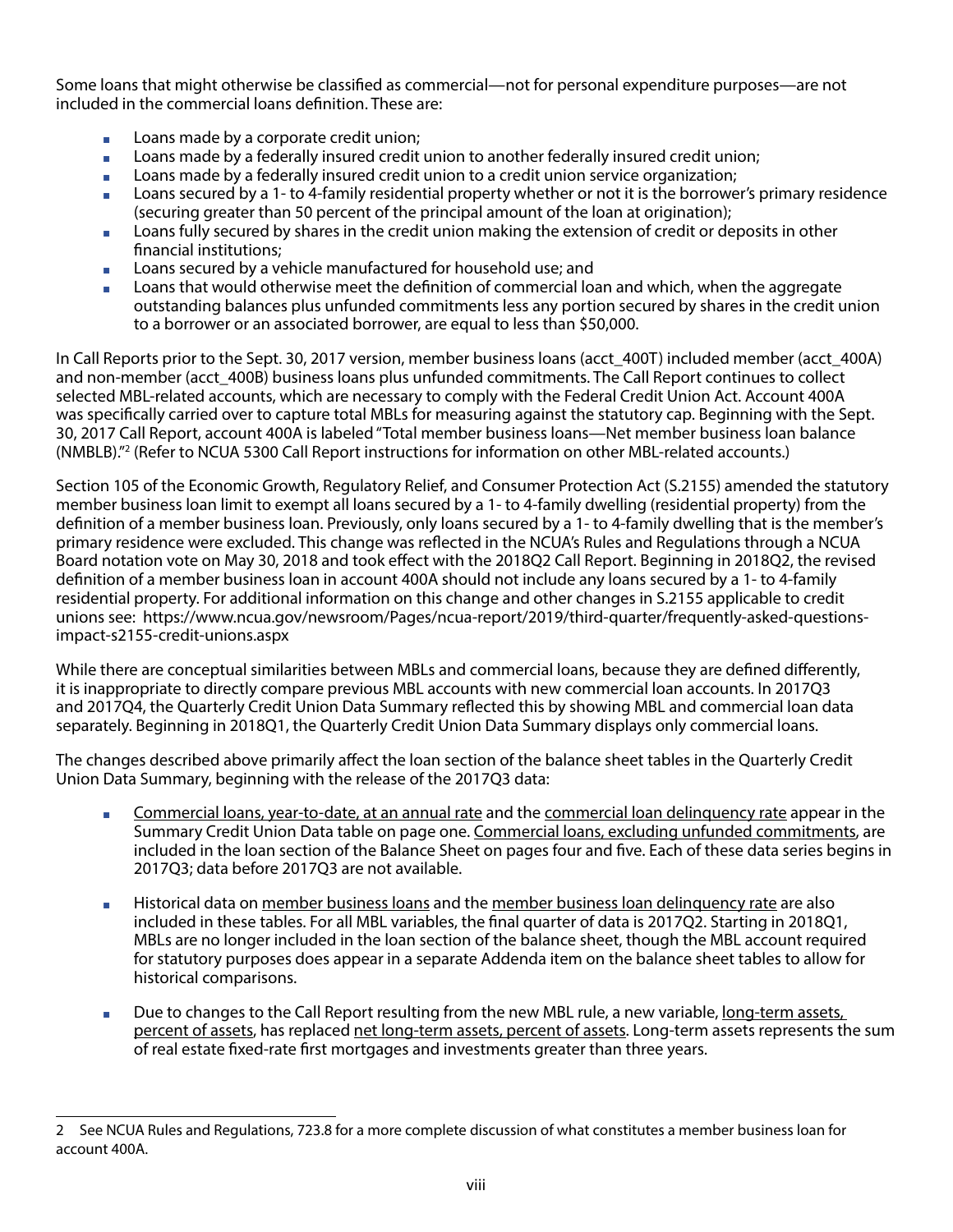Some loans that might otherwise be classified as commercial—not for personal expenditure purposes—are not included in the commercial loans definition. These are:

- Loans made by a corporate credit union;
- Loans made by a federally insured credit union to another federally insured credit union;
- Loans made by a federally insured credit union to a credit union service organization;
- Loans secured by a 1- to 4-family residential property whether or not it is the borrower's primary residence (securing greater than 50 percent of the principal amount of the loan at origination);
- Loans fully secured by shares in the credit union making the extension of credit or deposits in other financial institutions;
- Loans secured by a vehicle manufactured for household use; and
- Loans that would otherwise meet the definition of commercial loan and which, when the aggregate outstanding balances plus unfunded commitments less any portion secured by shares in the credit union to a borrower or an associated borrower, are equal to less than $50,000.

In Call Reports prior to the Sept. 30, 2017 version, member business loans (acct_400T) included member (acct_400A) and non-member (acct_400B) business loans plus unfunded commitments. The Call Report continues to collect selected MBL-related accounts, which are necessary to comply with the Federal Credit Union Act. Account 400A was specifically carried over to capture total MBLs for measuring against the statutory cap. Beginning with the Sept. 30, 2017 Call Report, account 400A is labeled "Total member business loans—Net member business loan balance (NMBLB)."[2] (Refer to NCUA 5300 Call Report instructions for information on other MBL-related accounts.)

Section 105 of the Economic Growth, Regulatory Relief, and Consumer Protection Act (S.2155) amended the statutory member business loan limit to exempt all loans secured by a 1- to 4-family dwelling (residential property) from the definition of a member business loan. Previously, only loans secured by a 1- to 4-family dwelling that is the member's primary residence were excluded. This change was reflected in the NCUA's Rules and Regulations through a NCUA Board notation vote on May 30, 2018 and took effect with the 2018Q2 Call Report. Beginning in 2018Q2, the revised definition of a member business loan in account 400A should not include any loans secured by a 1- to 4-family residential property. For additional information on this change and other changes in S.2155 applicable to credit unions see: https://www.ncua.gov/newsroom/Pages/ncua-report/2019/third-quarter/frequently-asked-questions-impact-s2155-credit-unions.aspx

While there are conceptual similarities between MBLs and commercial loans, because they are defined differently, it is inappropriate to directly compare previous MBL accounts with new commercial loan accounts. In 2017Q3 and 2017Q4, the Quarterly Credit Union Data Summary reflected this by showing MBL and commercial loan data separately. Beginning in 2018Q1, the Quarterly Credit Union Data Summary displays only commercial loans.

The changes described above primarily affect the loan section of the balance sheet tables in the Quarterly Credit Union Data Summary, beginning with the release of the 2017Q3 data:

- Commercial loans, year-to-date, at an annual rate and the commercial loan delinquency rate appear in the Summary Credit Union Data table on page one. Commercial loans, excluding unfunded commitments, are included in the loan section of the Balance Sheet on pages four and five. Each of these data series begins in 2017Q3; data before 2017Q3 are not available.

- Historical data on member business loans and the member business loan delinquency rate are also included in these tables. For all MBL variables, the final quarter of data is 2017Q2. Starting in 2018Q1, MBLs are no longer included in the loan section of the balance sheet, though the MBL account required for statutory purposes does appear in a separate Addenda item on the balance sheet tables to allow for historical comparisons.

- Due to changes to the Call Report resulting from the new MBL rule, a new variable, long-term assets, percent of assets, has replaced net long-term assets, percent of assets. Long-term assets represents the sum of real estate fixed-rate first mortgages and investments greater than three years.

---

2 See NCUA Rules and Regulations, 723.8 for a more complete discussion of what constitutes a member business loan for account 400A.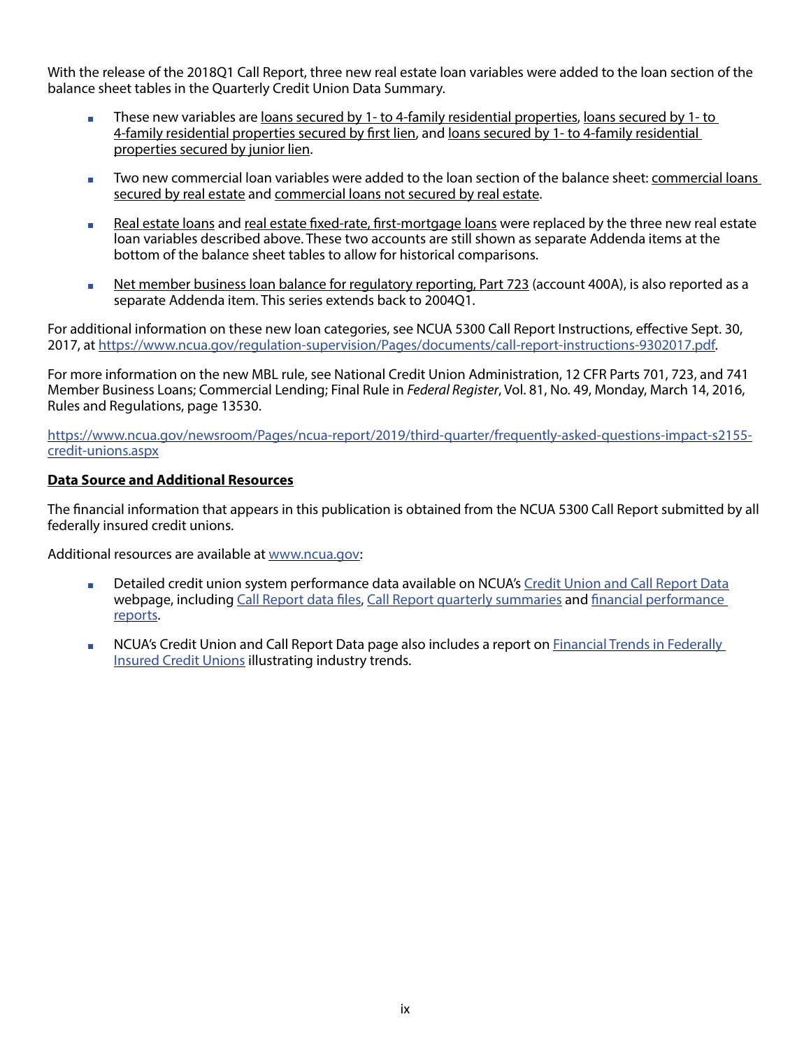With the release of the 2018Q1 Call Report, three new real estate loan variables were added to the loan section of the balance sheet tables in the Quarterly Credit Union Data Summary.

- These new variables are loans secured by 1- to 4-family residential properties, loans secured by 1- to 4-family residential properties secured by first lien, and loans secured by 1- to 4-family residential properties secured by junior lien.
- Two new commercial loan variables were added to the loan section of the balance sheet: commercial loans secured by real estate and commercial loans not secured by real estate.
- Real estate loans and real estate fixed-rate, first-mortgage loans were replaced by the three new real estate loan variables described above. These two accounts are still shown as separate Addenda items at the bottom of the balance sheet tables to allow for historical comparisons.
- Net member business loan balance for regulatory reporting, Part 723 (account 400A), is also reported as a separate Addenda item. This series extends back to 2004Q1.

For additional information on these new loan categories, see NCUA 5300 Call Report Instructions, effective Sept. 30, 2017, at https://www.ncua.gov/regulation-supervision/Pages/documents/call-report-instructions-9302017.pdf.

For more information on the new MBL rule, see National Credit Union Administration, 12 CFR Parts 701, 723, and 741 Member Business Loans; Commercial Lending; Final Rule in *Federal Register*, Vol. 81, No. 49, Monday, March 14, 2016, Rules and Regulations, page 13530.

https://www.ncua.gov/newsroom/Pages/ncua-report/2019/third-quarter/frequently-asked-questions-impact-s2155-credit-unions.aspx

**Data Source and Additional Resources**

The financial information that appears in this publication is obtained from the NCUA 5300 Call Report submitted by all federally insured credit unions.

Additional resources are available at www.ncua.gov:

- Detailed credit union system performance data available on NCUA's Credit Union and Call Report Data webpage, including Call Report data files, Call Report quarterly summaries and financial performance reports.
- NCUA's Credit Union and Call Report Data page also includes a report on Financial Trends in Federally Insured Credit Unions illustrating industry trends.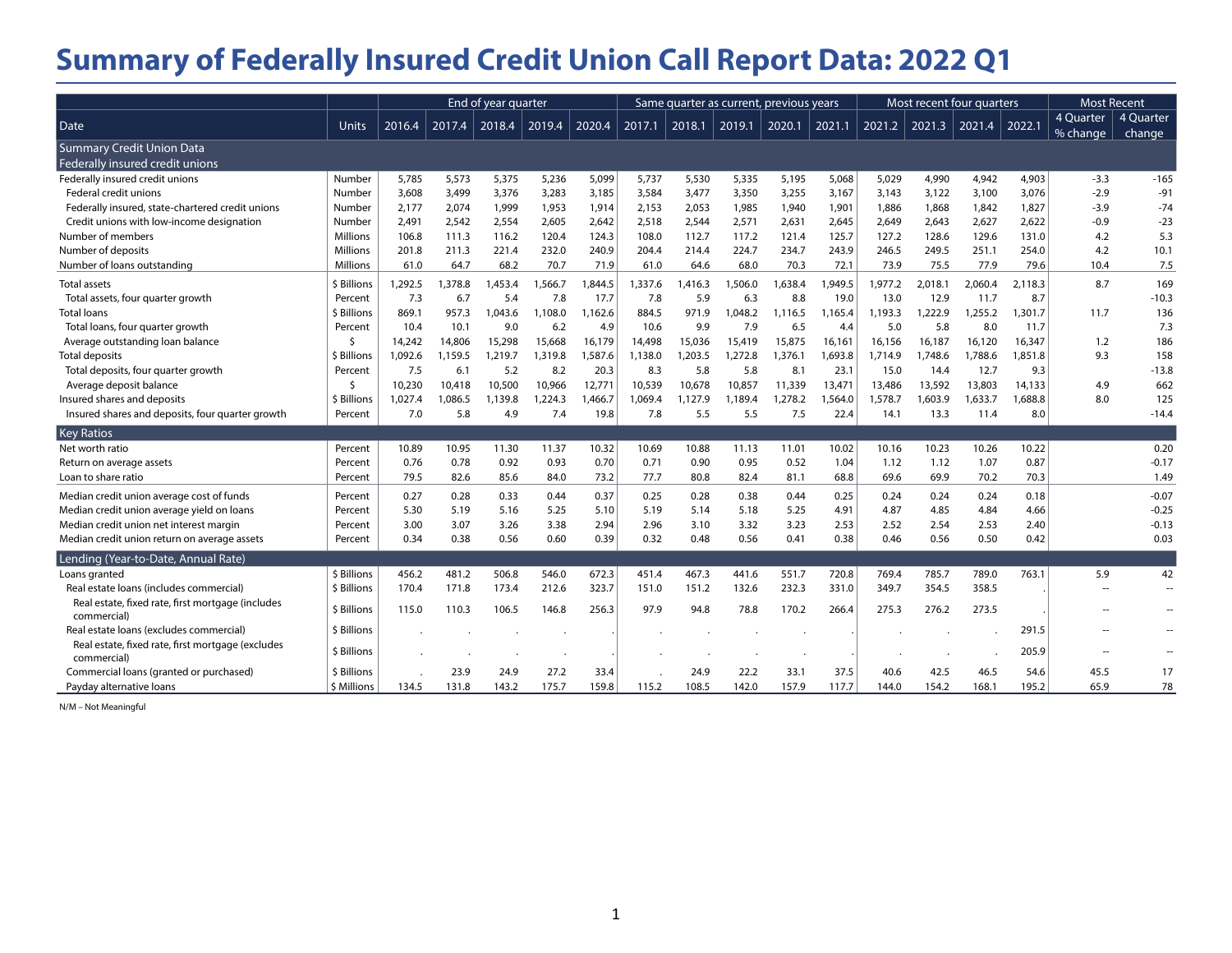# Summary of Federally Insured Credit Union Call Report Data: 2022 Q1

| Date | Units | End of year quarter | | | | | Same quarter as current, previous years | | | | | Most recent four quarters | | | | Most Recent | |
|---|---|---|---|---|---|---|---|---|---|---|---|---|---|---|---|---|---|
| | | 2016.4 | 2017.4 | 2018.4 | 2019.4 | 2020.4 | 2017.1 | 2018.1 | 2019.1 | 2020.1 | 2021.1 | 2021.2 | 2021.3 | 2021.4 | 2022.1 | 4 Quarter % change | 4 Quarter change |
| **Summary Credit Union Data** | | | | | | | | | | | | | | | | | |
| **Federally insured credit unions** | | | | | | | | | | | | | | | | | |
| Federally insured credit unions | Number | 5,785 | 5,573 | 5,375 | 5,236 | 5,099 | 5,737 | 5,530 | 5,335 | 5,195 | 5,068 | 5,029 | 4,990 | 4,942 | 4,903 | -3.3 | -165 |
| Federal credit unions | Number | 3,608 | 3,499 | 3,376 | 3,283 | 3,185 | 3,584 | 3,477 | 3,350 | 3,255 | 3,167 | 3,143 | 3,122 | 3,100 | 3,076 | -2.9 | -91 |
| Federally insured, state-chartered credit unions | Number | 2,177 | 2,074 | 1,999 | 1,953 | 1,914 | 2,153 | 2,053 | 1,985 | 1,940 | 1,901 | 1,886 | 1,868 | 1,842 | 1,827 | -3.9 | -74 |
| Credit unions with low-income designation | Number | 2,491 | 2,542 | 2,554 | 2,605 | 2,642 | 2,518 | 2,544 | 2,571 | 2,631 | 2,645 | 2,649 | 2,643 | 2,627 | 2,622 | -0.9 | -23 |
| Number of members | Millions | 106.8 | 111.3 | 116.2 | 120.4 | 124.3 | 108.0 | 112.7 | 117.2 | 121.4 | 125.7 | 127.2 | 128.6 | 129.6 | 131.0 | 4.2 | 5.3 |
| Number of deposits | Millions | 201.8 | 211.3 | 221.4 | 232.0 | 240.9 | 204.4 | 214.4 | 224.7 | 234.7 | 243.9 | 246.5 | 249.5 | 251.1 | 254.0 | 4.2 | 10.1 |
| Number of loans outstanding | Millions | 61.0 | 64.7 | 68.2 | 70.7 | 71.9 | 61.0 | 64.6 | 68.0 | 70.3 | 72.1 | 73.9 | 75.5 | 77.9 | 79.6 | 10.4 | 7.5 |
| Total assets | $ Billions | 1,292.5 | 1,378.8 | 1,453.4 | 1,566.7 | 1,844.5 | 1,337.6 | 1,416.3 | 1,506.0 | 1,638.4 | 1,949.5 | 1,977.2 | 2,018.1 | 2,060.4 | 2,118.3 | 8.7 | 169 |
| Total assets, four quarter growth | Percent | 7.3 | 6.7 | 5.4 | 7.8 | 17.7 | 7.8 | 5.9 | 6.3 | 8.8 | 19.0 | 13.0 | 12.9 | 11.7 | 8.7 | | -10.3 |
| Total loans | $ Billions | 869.1 | 957.3 | 1,043.6 | 1,108.0 | 1,162.6 | 884.5 | 971.9 | 1,048.2 | 1,116.5 | 1,165.4 | 1,193.3 | 1,222.9 | 1,255.2 | 1,301.7 | 11.7 | 136 |
| Total loans, four quarter growth | Percent | 10.4 | 10.1 | 9.0 | 6.2 | 4.9 | 10.6 | 9.9 | 7.9 | 6.5 | 4.4 | 5.0 | 5.8 | 8.0 | 11.7 | | 7.3 |
| Average outstanding loan balance | $ | 14,242 | 14,806 | 15,298 | 15,668 | 16,179 | 14,498 | 15,036 | 15,419 | 15,875 | 16,161 | 16,156 | 16,187 | 16,120 | 16,347 | 1.2 | 186 |
| Total deposits | $ Billions | 1,092.6 | 1,159.5 | 1,219.7 | 1,319.8 | 1,587.6 | 1,138.0 | 1,203.5 | 1,272.8 | 1,376.1 | 1,693.8 | 1,714.9 | 1,748.6 | 1,788.6 | 1,851.8 | 9.3 | 158 |
| Total deposits, four quarter growth | Percent | 7.5 | 6.1 | 5.2 | 8.2 | 20.3 | 8.3 | 5.8 | 5.8 | 8.1 | 23.1 | 15.0 | 14.4 | 12.7 | 9.3 | | -13.8 |
| Average deposit balance | $ | 10,230 | 10,418 | 10,500 | 10,966 | 12,771 | 10,539 | 10,678 | 10,857 | 11,339 | 13,471 | 13,486 | 13,592 | 13,803 | 14,133 | 4.9 | 662 |
| Insured shares and deposits | $ Billions | 1,027.4 | 1,086.5 | 1,139.8 | 1,224.3 | 1,466.7 | 1,069.4 | 1,127.9 | 1,189.4 | 1,278.2 | 1,564.0 | 1,578.7 | 1,603.9 | 1,633.7 | 1,688.8 | 8.0 | 125 |
| Insured shares and deposits, four quarter growth | Percent | 7.0 | 5.8 | 4.9 | 7.4 | 19.8 | 7.8 | 5.5 | 5.5 | 7.5 | 22.4 | 14.1 | 13.3 | 11.4 | 8.0 | | -14.4 |
| **Key Ratios** | | | | | | | | | | | | | | | | | |
| Net worth ratio | Percent | 10.89 | 10.95 | 11.30 | 11.37 | 10.32 | 10.69 | 10.88 | 11.13 | 11.01 | 10.02 | 10.16 | 10.23 | 10.26 | 10.22 | | 0.20 |
| Return on average assets | Percent | 0.76 | 0.78 | 0.92 | 0.93 | 0.70 | 0.71 | 0.90 | 0.95 | 0.52 | 1.04 | 1.12 | 1.12 | 1.07 | 0.87 | | -0.17 |
| Loan to share ratio | Percent | 79.5 | 82.6 | 85.6 | 84.0 | 73.2 | 77.7 | 80.8 | 82.4 | 81.1 | 68.8 | 69.6 | 69.9 | 70.2 | 70.3 | | 1.49 |
| Median credit union average cost of funds | Percent | 0.27 | 0.28 | 0.33 | 0.44 | 0.37 | 0.25 | 0.28 | 0.38 | 0.44 | 0.25 | 0.24 | 0.24 | 0.24 | 0.18 | | -0.07 |
| Median credit union average yield on loans | Percent | 5.30 | 5.19 | 5.16 | 5.25 | 5.10 | 5.19 | 5.14 | 5.18 | 5.25 | 4.91 | 4.87 | 4.85 | 4.84 | 4.66 | | -0.25 |
| Median credit union net interest margin | Percent | 3.00 | 3.07 | 3.26 | 3.38 | 2.94 | 2.96 | 3.10 | 3.32 | 3.23 | 2.53 | 2.52 | 2.54 | 2.53 | 2.40 | | -0.13 |
| Median credit union return on average assets | Percent | 0.34 | 0.38 | 0.56 | 0.60 | 0.39 | 0.32 | 0.48 | 0.56 | 0.41 | 0.38 | 0.46 | 0.56 | 0.50 | 0.42 | | 0.03 |
| **Lending (Year-to-Date, Annual Rate)** | | | | | | | | | | | | | | | | | |
| Loans granted | $ Billions | 456.2 | 481.2 | 506.8 | 546.0 | 672.3 | 451.4 | 467.3 | 441.6 | 551.7 | 720.8 | 769.4 | 785.7 | 789.0 | 763.1 | 5.9 | 42 |
| Real estate loans (includes commercial) | $ Billions | 170.4 | 171.8 | 173.4 | 212.6 | 323.7 | 151.0 | 151.2 | 132.6 | 232.3 | 331.0 | 349.7 | 354.5 | 358.5 | . | -- | -- |
| Real estate, fixed rate, first mortgage (includes commercial) | $ Billions | 115.0 | 110.3 | 106.5 | 146.8 | 256.3 | 97.9 | 94.8 | 78.8 | 170.2 | 266.4 | 275.3 | 276.2 | 273.5 | . | -- | -- |
| Real estate loans (excludes commercial) | $ Billions | . | . | . | . | . | . | . | . | . | . | . | . | . | 291.5 | -- | -- |
| Real estate, fixed rate, first mortgage (excludes commercial) | $ Billions | . | . | . | . | . | . | . | . | . | . | . | . | . | 205.9 | -- | -- |
| Commercial loans (granted or purchased) | $ Billions | . | 23.9 | 24.9 | 27.2 | 33.4 | . | 24.9 | 22.2 | 33.1 | 37.5 | 40.6 | 42.5 | 46.5 | 54.6 | 45.5 | 17 |
| Payday alternative loans | $ Millions | 134.5 | 131.8 | 143.2 | 175.7 | 159.8 | 115.2 | 108.5 | 142.0 | 157.9 | 117.7 | 144.0 | 154.2 | 168.1 | 195.2 | 65.9 | 78 |

N/M – Not Meaningful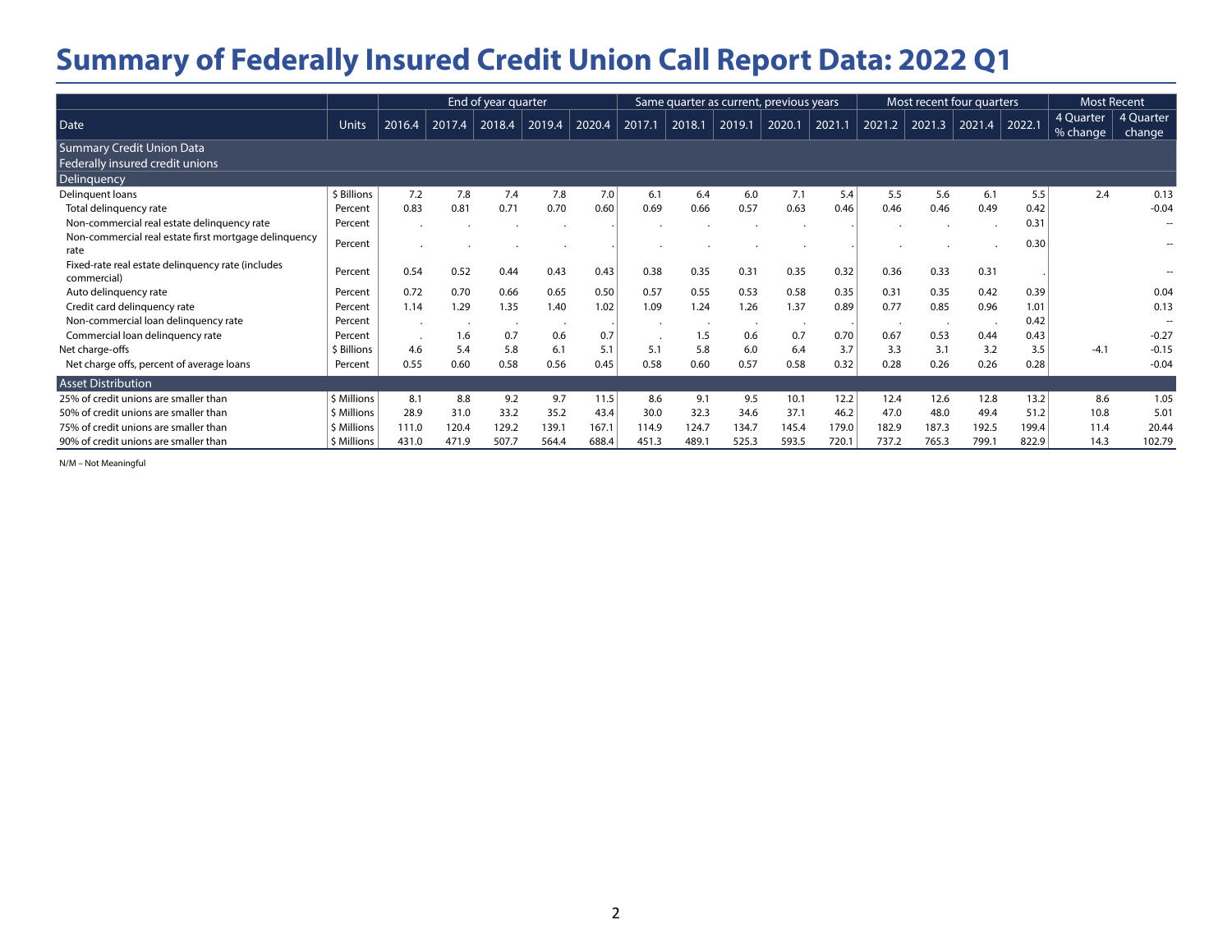# Summary of Federally Insured Credit Union Call Report Data: 2022 Q1

| Date | Units | End of year quarter | | | | | Same quarter as current, previous years | | | | | Most recent four quarters | | | | Most Recent | |
|---|---|---|---|---|---|---|---|---|---|---|---|---|---|---|---|---|---|
| | | 2016.4 | 2017.4 | 2018.4 | 2019.4 | 2020.4 | 2017.1 | 2018.1 | 2019.1 | 2020.1 | 2021.1 | 2021.2 | 2021.3 | 2021.4 | 2022.1 | 4 Quarter % change | 4 Quarter change |
| **Summary Credit Union Data** | | | | | | | | | | | | | | | | | |
| **Federally insured credit unions** | | | | | | | | | | | | | | | | | |
| **Delinquency** | | | | | | | | | | | | | | | | | |
| Delinquent loans | $ Billions | 7.2 | 7.8 | 7.4 | 7.8 | 7.0 | 6.1 | 6.4 | 6.0 | 7.1 | 5.4 | 5.5 | 5.6 | 6.1 | 5.5 | 2.4 | 0.13 |
| Total delinquency rate | Percent | 0.83 | 0.81 | 0.71 | 0.70 | 0.60 | 0.69 | 0.66 | 0.57 | 0.63 | 0.46 | 0.46 | 0.46 | 0.49 | 0.42 | | -0.04 |
| Non-commercial real estate delinquency rate | Percent | . | . | . | . | . | . | . | . | . | . | . | . | . | 0.31 | | -- |
| Non-commercial real estate first mortgage delinquency rate | Percent | . | . | . | . | . | . | . | . | . | . | . | . | . | 0.30 | | -- |
| Fixed-rate real estate delinquency rate (includes commercial) | Percent | 0.54 | 0.52 | 0.44 | 0.43 | 0.43 | 0.38 | 0.35 | 0.31 | 0.35 | 0.32 | 0.36 | 0.33 | 0.31 | . | | -- |
| Auto delinquency rate | Percent | 0.72 | 0.70 | 0.66 | 0.65 | 0.50 | 0.57 | 0.55 | 0.53 | 0.58 | 0.35 | 0.31 | 0.35 | 0.42 | 0.39 | | 0.04 |
| Credit card delinquency rate | Percent | 1.14 | 1.29 | 1.35 | 1.40 | 1.02 | 1.09 | 1.24 | 1.26 | 1.37 | 0.89 | 0.77 | 0.85 | 0.96 | 1.01 | | 0.13 |
| Non-commercial loan delinquency rate | Percent | . | . | . | . | . | . | . | . | . | . | . | . | . | 0.42 | | -- |
| Commercial loan delinquency rate | Percent | . | 1.6 | 0.7 | 0.6 | 0.7 | . | 1.5 | 0.6 | 0.7 | 0.70 | 0.67 | 0.53 | 0.44 | 0.43 | | -0.27 |
| Net charge-offs | $ Billions | 4.6 | 5.4 | 5.8 | 6.1 | 5.1 | 5.1 | 5.8 | 6.0 | 6.4 | 3.7 | 3.3 | 3.1 | 3.2 | 3.5 | -4.1 | -0.15 |
| Net charge offs, percent of average loans | Percent | 0.55 | 0.60 | 0.58 | 0.56 | 0.45 | 0.58 | 0.60 | 0.57 | 0.58 | 0.32 | 0.28 | 0.26 | 0.26 | 0.28 | | -0.04 |
| **Asset Distribution** | | | | | | | | | | | | | | | | | |
| 25% of credit unions are smaller than | $ Millions | 8.1 | 8.8 | 9.2 | 9.7 | 11.5 | 8.6 | 9.1 | 9.5 | 10.1 | 12.2 | 12.4 | 12.6 | 12.8 | 13.2 | 8.6 | 1.05 |
| 50% of credit unions are smaller than | $ Millions | 28.9 | 31.0 | 33.2 | 35.2 | 43.4 | 30.0 | 32.3 | 34.6 | 37.1 | 46.2 | 47.0 | 48.0 | 49.4 | 51.2 | 10.8 | 5.01 |
| 75% of credit unions are smaller than | $ Millions | 111.0 | 120.4 | 129.2 | 139.1 | 167.1 | 114.9 | 124.7 | 134.7 | 145.4 | 179.0 | 182.9 | 187.3 | 192.5 | 199.4 | 11.4 | 20.44 |
| 90% of credit unions are smaller than | $ Millions | 431.0 | 471.9 | 507.7 | 564.4 | 688.4 | 451.3 | 489.1 | 525.3 | 593.5 | 720.1 | 737.2 | 765.3 | 799.1 | 822.9 | 14.3 | 102.79 |

N/M – Not Meaningful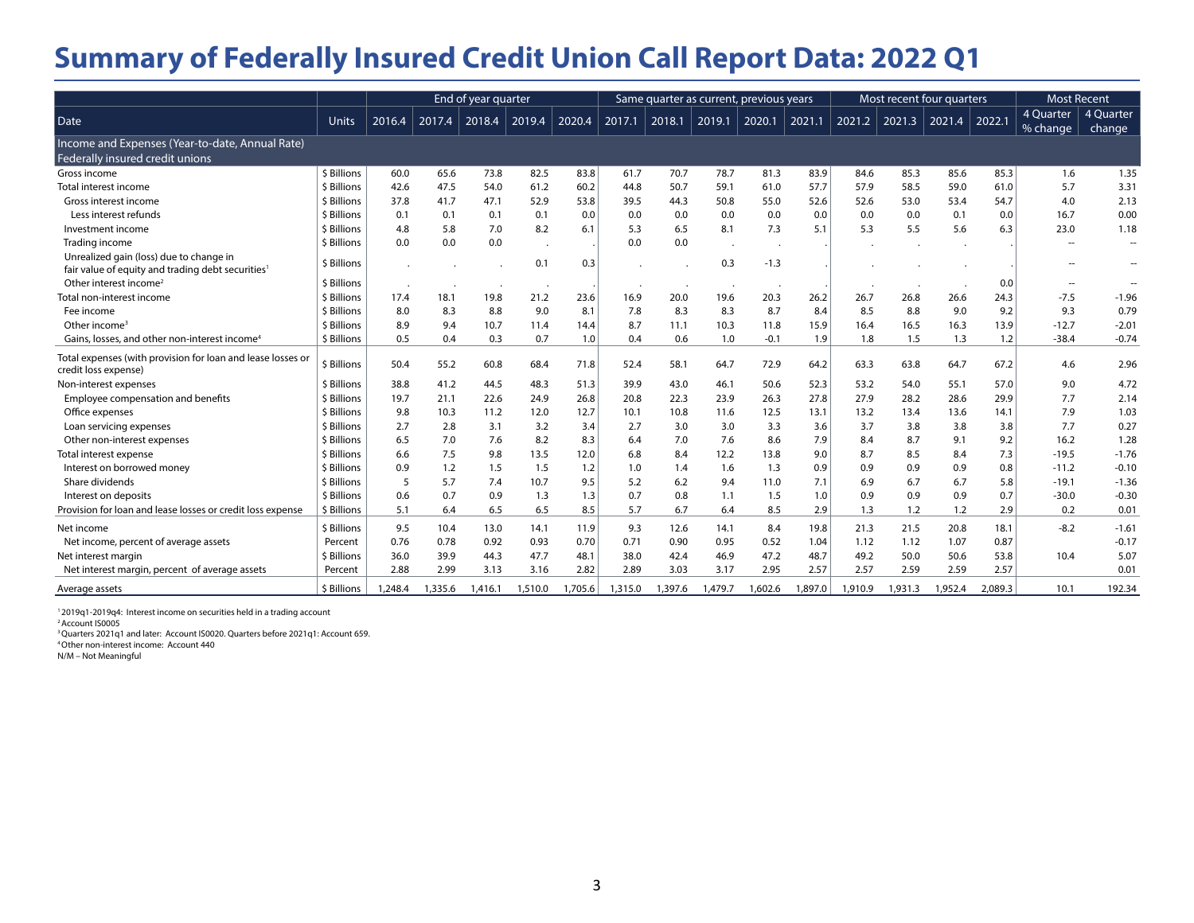# Summary of Federally Insured Credit Union Call Report Data: 2022 Q1

| Date | Units | End of year quarter | | | | | Same quarter as current, previous years | | | | | Most recent four quarters | | | | Most Recent | |
|---|---|---|---|---|---|---|---|---|---|---|---|---|---|---|---|---|---|
| | | 2016.4 | 2017.4 | 2018.4 | 2019.4 | 2020.4 | 2017.1 | 2018.1 | 2019.1 | 2020.1 | 2021.1 | 2021.2 | 2021.3 | 2021.4 | 2022.1 | 4 Quarter % change | 4 Quarter change |
| **Income and Expenses (Year-to-date, Annual Rate)** | | | | | | | | | | | | | | | | | |
| **Federally insured credit unions** | | | | | | | | | | | | | | | | | |
| Gross income | $ Billions | 60.0 | 65.6 | 73.8 | 82.5 | 83.8 | 61.7 | 70.7 | 78.7 | 81.3 | 83.9 | 84.6 | 85.3 | 85.6 | 85.3 | 1.6 | 1.35 |
| Total interest income | $ Billions | 42.6 | 47.5 | 54.0 | 61.2 | 60.2 | 44.8 | 50.7 | 59.1 | 61.0 | 57.7 | 57.9 | 58.5 | 59.0 | 61.0 | 5.7 | 3.31 |
| Gross interest income | $ Billions | 37.8 | 41.7 | 47.1 | 52.9 | 53.8 | 39.5 | 44.3 | 50.8 | 55.0 | 52.6 | 52.6 | 53.0 | 53.4 | 54.7 | 4.0 | 2.13 |
| Less interest refunds | $ Billions | 0.1 | 0.1 | 0.1 | 0.1 | 0.0 | 0.0 | 0.0 | 0.0 | 0.0 | 0.0 | 0.0 | 0.0 | 0.1 | 0.0 | 16.7 | 0.00 |
| Investment income | $ Billions | 4.8 | 5.8 | 7.0 | 8.2 | 6.1 | 5.3 | 6.5 | 8.1 | 7.3 | 5.1 | 5.3 | 5.5 | 5.6 | 6.3 | 23.0 | 1.18 |
| Trading income | $ Billions | 0.0 | 0.0 | 0.0 | . | . | 0.0 | 0.0 | . | . | . | . | . | . | . | -- | -- |
| Unrealized gain (loss) due to change in fair value of equity and trading debt securities[1] | $ Billions | . | . | . | 0.1 | 0.3 | . | . | 0.3 | -1.3 | . | . | . | . | . | -- | -- |
| Other interest income[2] | $ Billions | . | . | . | . | . | . | . | . | . | . | . | . | . | 0.0 | -- | -- |
| Total non-interest income | $ Billions | 17.4 | 18.1 | 19.8 | 21.2 | 23.6 | 16.9 | 20.0 | 19.6 | 20.3 | 26.2 | 26.7 | 26.8 | 26.6 | 24.3 | -7.5 | -1.96 |
| Fee income | $ Billions | 8.0 | 8.3 | 8.8 | 9.0 | 8.1 | 7.8 | 8.3 | 8.3 | 8.7 | 8.4 | 8.5 | 8.8 | 9.0 | 9.2 | 9.3 | 0.79 |
| Other income[3] | $ Billions | 8.9 | 9.4 | 10.7 | 11.4 | 14.4 | 8.7 | 11.1 | 10.3 | 11.8 | 15.9 | 16.4 | 16.5 | 16.3 | 13.9 | -12.7 | -2.01 |
| Gains, losses, and other non-interest income[4] | $ Billions | 0.5 | 0.4 | 0.3 | 0.7 | 1.0 | 0.4 | 0.6 | 1.0 | -0.1 | 1.9 | 1.8 | 1.5 | 1.3 | 1.2 | -38.4 | -0.74 |
| Total expenses (with provision for loan and lease losses or credit loss expense) | $ Billions | 50.4 | 55.2 | 60.8 | 68.4 | 71.8 | 52.4 | 58.1 | 64.7 | 72.9 | 64.2 | 63.3 | 63.8 | 64.7 | 67.2 | 4.6 | 2.96 |
| Non-interest expenses | $ Billions | 38.8 | 41.2 | 44.5 | 48.3 | 51.3 | 39.9 | 43.0 | 46.1 | 50.6 | 52.3 | 53.2 | 54.0 | 55.1 | 57.0 | 9.0 | 4.72 |
| Employee compensation and benefits | $ Billions | 19.7 | 21.1 | 22.6 | 24.9 | 26.8 | 20.8 | 22.3 | 23.9 | 26.3 | 27.8 | 27.9 | 28.2 | 28.6 | 29.9 | 7.7 | 2.14 |
| Office expenses | $ Billions | 9.8 | 10.3 | 11.2 | 12.0 | 12.7 | 10.1 | 10.8 | 11.6 | 12.5 | 13.1 | 13.2 | 13.4 | 13.6 | 14.1 | 7.9 | 1.03 |
| Loan servicing expenses | $ Billions | 2.7 | 2.8 | 3.1 | 3.2 | 3.4 | 2.7 | 3.0 | 3.0 | 3.3 | 3.6 | 3.7 | 3.8 | 3.8 | 3.8 | 7.7 | 0.27 |
| Other non-interest expenses | $ Billions | 6.5 | 7.0 | 7.6 | 8.2 | 8.3 | 6.4 | 7.0 | 7.6 | 8.6 | 7.9 | 8.4 | 8.7 | 9.1 | 9.2 | 16.2 | 1.28 |
| Total interest expense | $ Billions | 6.6 | 7.5 | 9.8 | 13.5 | 12.0 | 6.8 | 8.4 | 12.2 | 13.8 | 9.0 | 8.7 | 8.5 | 8.4 | 7.3 | -19.5 | -1.76 |
| Interest on borrowed money | $ Billions | 0.9 | 1.2 | 1.5 | 1.5 | 1.2 | 1.0 | 1.4 | 1.6 | 1.3 | 0.9 | 0.9 | 0.9 | 0.9 | 0.8 | -11.2 | -0.10 |
| Share dividends | $ Billions | 5 | 5.7 | 7.4 | 10.7 | 9.5 | 5.2 | 6.2 | 9.4 | 11.0 | 7.1 | 6.9 | 6.7 | 6.7 | 5.8 | -19.1 | -1.36 |
| Interest on deposits | $ Billions | 0.6 | 0.7 | 0.9 | 1.3 | 1.3 | 0.7 | 0.8 | 1.1 | 1.5 | 1.0 | 0.9 | 0.9 | 0.9 | 0.7 | -30.0 | -0.30 |
| Provision for loan and lease losses or credit loss expense | $ Billions | 5.1 | 6.4 | 6.5 | 6.5 | 8.5 | 5.7 | 6.7 | 6.4 | 8.5 | 2.9 | 1.3 | 1.2 | 1.2 | 2.9 | 0.2 | 0.01 |
| Net income | $ Billions | 9.5 | 10.4 | 13.0 | 14.1 | 11.9 | 9.3 | 12.6 | 14.1 | 8.4 | 19.8 | 21.3 | 21.5 | 20.8 | 18.1 | -8.2 | -1.61 |
| Net income, percent of average assets | Percent | 0.76 | 0.78 | 0.92 | 0.93 | 0.70 | 0.71 | 0.90 | 0.95 | 0.52 | 1.04 | 1.12 | 1.12 | 1.07 | 0.87 | | -0.17 |
| Net interest margin | $ Billions | 36.0 | 39.9 | 44.3 | 47.7 | 48.1 | 38.0 | 42.4 | 46.9 | 47.2 | 48.7 | 49.2 | 50.0 | 50.6 | 53.8 | 10.4 | 5.07 |
| Net interest margin, percent of average assets | Percent | 2.88 | 2.99 | 3.13 | 3.16 | 2.82 | 2.89 | 3.03 | 3.17 | 2.95 | 2.57 | 2.57 | 2.59 | 2.59 | 2.57 | | 0.01 |
| Average assets | $ Billions | 1,248.4 | 1,335.6 | 1,416.1 | 1,510.0 | 1,705.6 | 1,315.0 | 1,397.6 | 1,479.7 | 1,602.6 | 1,897.0 | 1,910.9 | 1,931.3 | 1,952.4 | 2,089.3 | 10.1 | 192.34 |

[1] 2019q1-2019q4: Interest income on securities held in a trading account
[2] Account IS0005
[3] Quarters 2021q1 and later: Account IS0020. Quarters before 2021q1: Account 659.
[4] Other non-interest income: Account 440
N/M – Not Meaningful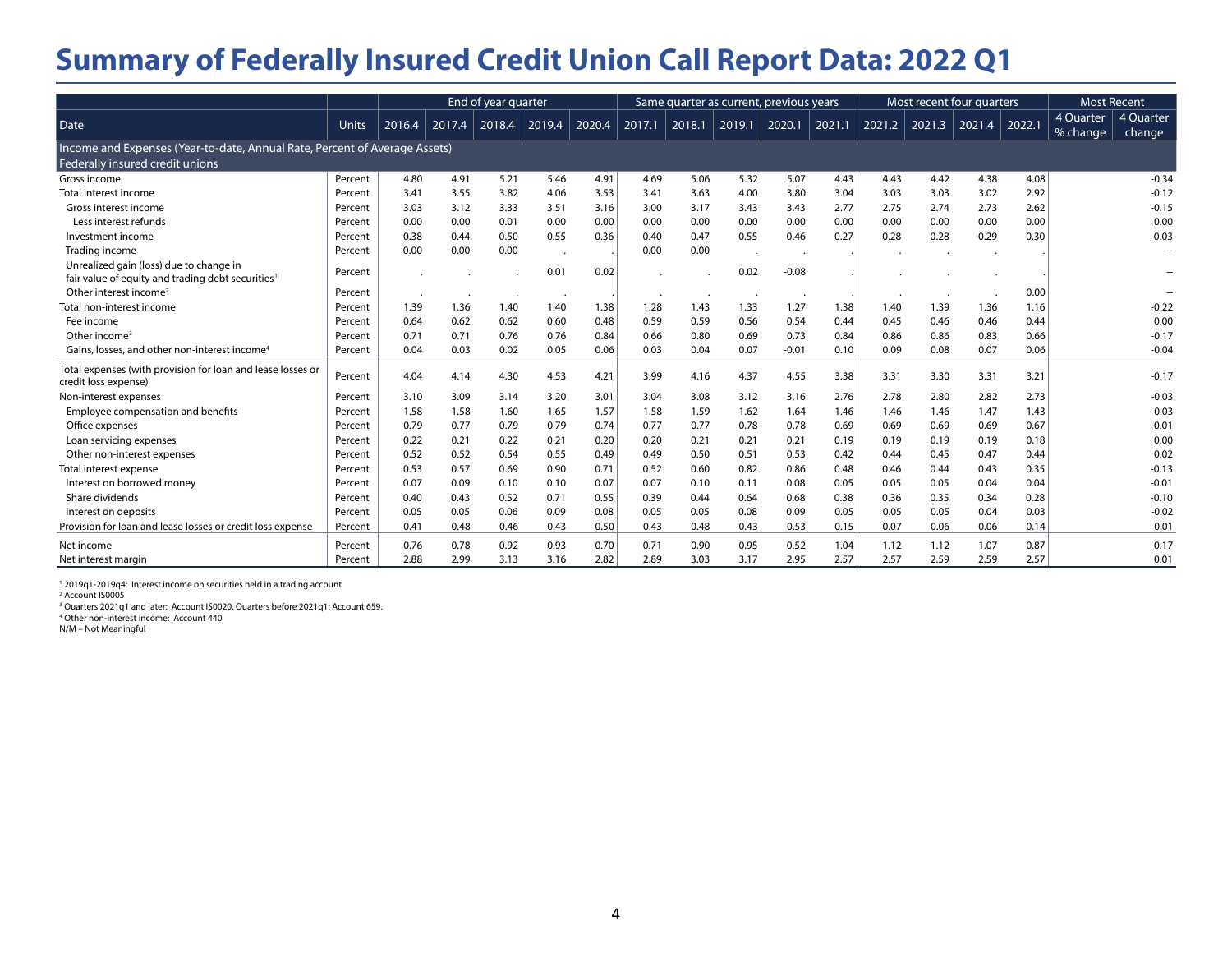# Summary of Federally Insured Credit Union Call Report Data: 2022 Q1

| | | End of year quarter | | | | | Same quarter as current, previous years | | | | | Most recent four quarters | | | | Most Recent | |
|---|---|---|---|---|---|---|---|---|---|---|---|---|---|---|---|---|---|
| Date | Units | 2016.4 | 2017.4 | 2018.4 | 2019.4 | 2020.4 | 2017.1 | 2018.1 | 2019.1 | 2020.1 | 2021.1 | 2021.2 | 2021.3 | 2021.4 | 2022.1 | 4 Quarter % change | 4 Quarter change |
| **Income and Expenses (Year-to-date, Annual Rate, Percent of Average Assets)** | | | | | | | | | | | | | | | | | |
| **Federally insured credit unions** | | | | | | | | | | | | | | | | | |
| Gross income | Percent | 4.80 | 4.91 | 5.21 | 5.46 | 4.91 | 4.69 | 5.06 | 5.32 | 5.07 | 4.43 | 4.43 | 4.42 | 4.38 | 4.08 | | -0.34 |
| Total interest income | Percent | 3.41 | 3.55 | 3.82 | 4.06 | 3.53 | 3.41 | 3.63 | 4.00 | 3.80 | 3.04 | 3.03 | 3.03 | 3.02 | 2.92 | | -0.12 |
| Gross interest income | Percent | 3.03 | 3.12 | 3.33 | 3.51 | 3.16 | 3.00 | 3.17 | 3.43 | 3.43 | 2.77 | 2.75 | 2.74 | 2.73 | 2.62 | | -0.15 |
| Less interest refunds | Percent | 0.00 | 0.00 | 0.01 | 0.00 | 0.00 | 0.00 | 0.00 | 0.00 | 0.00 | 0.00 | 0.00 | 0.00 | 0.00 | 0.00 | | 0.00 |
| Investment income | Percent | 0.38 | 0.44 | 0.50 | 0.55 | 0.36 | 0.40 | 0.47 | 0.55 | 0.46 | 0.27 | 0.28 | 0.28 | 0.29 | 0.30 | | 0.03 |
| Trading income | Percent | 0.00 | 0.00 | 0.00 | . | . | 0.00 | 0.00 | . | . | . | . | . | . | . | | -- |
| Unrealized gain (loss) due to change in fair value of equity and trading debt securities[1] | Percent | . | . | . | 0.01 | 0.02 | . | . | 0.02 | -0.08 | . | . | . | . | . | | -- |
| Other interest income[2] | Percent | . | . | . | . | . | . | . | . | . | . | . | . | . | 0.00 | | -- |
| Total non-interest income | Percent | 1.39 | 1.36 | 1.40 | 1.40 | 1.38 | 1.28 | 1.43 | 1.33 | 1.27 | 1.38 | 1.40 | 1.39 | 1.36 | 1.16 | | -0.22 |
| Fee income | Percent | 0.64 | 0.62 | 0.62 | 0.60 | 0.48 | 0.59 | 0.59 | 0.56 | 0.54 | 0.44 | 0.45 | 0.46 | 0.46 | 0.44 | | 0.00 |
| Other income[3] | Percent | 0.71 | 0.71 | 0.76 | 0.76 | 0.84 | 0.66 | 0.80 | 0.69 | 0.73 | 0.84 | 0.86 | 0.86 | 0.83 | 0.66 | | -0.17 |
| Gains, losses, and other non-interest income[4] | Percent | 0.04 | 0.03 | 0.02 | 0.05 | 0.06 | 0.03 | 0.04 | 0.07 | -0.01 | 0.10 | 0.09 | 0.08 | 0.07 | 0.06 | | -0.04 |
| Total expenses (with provision for loan and lease losses or credit loss expense) | Percent | 4.04 | 4.14 | 4.30 | 4.53 | 4.21 | 3.99 | 4.16 | 4.37 | 4.55 | 3.38 | 3.31 | 3.30 | 3.31 | 3.21 | | -0.17 |
| Non-interest expenses | Percent | 3.10 | 3.09 | 3.14 | 3.20 | 3.01 | 3.04 | 3.08 | 3.12 | 3.16 | 2.76 | 2.78 | 2.80 | 2.82 | 2.73 | | -0.03 |
| Employee compensation and benefits | Percent | 1.58 | 1.58 | 1.60 | 1.65 | 1.57 | 1.58 | 1.59 | 1.62 | 1.64 | 1.46 | 1.46 | 1.46 | 1.47 | 1.43 | | -0.03 |
| Office expenses | Percent | 0.79 | 0.77 | 0.79 | 0.79 | 0.74 | 0.77 | 0.77 | 0.78 | 0.78 | 0.69 | 0.69 | 0.69 | 0.69 | 0.67 | | -0.01 |
| Loan servicing expenses | Percent | 0.22 | 0.21 | 0.22 | 0.21 | 0.20 | 0.20 | 0.21 | 0.21 | 0.21 | 0.19 | 0.19 | 0.19 | 0.19 | 0.18 | | 0.00 |
| Other non-interest expenses | Percent | 0.52 | 0.52 | 0.54 | 0.55 | 0.49 | 0.49 | 0.50 | 0.51 | 0.53 | 0.42 | 0.44 | 0.45 | 0.47 | 0.44 | | 0.02 |
| Total interest expense | Percent | 0.53 | 0.57 | 0.69 | 0.90 | 0.71 | 0.52 | 0.60 | 0.82 | 0.86 | 0.48 | 0.46 | 0.44 | 0.43 | 0.35 | | -0.13 |
| Interest on borrowed money | Percent | 0.07 | 0.09 | 0.10 | 0.10 | 0.07 | 0.07 | 0.10 | 0.11 | 0.08 | 0.05 | 0.05 | 0.05 | 0.04 | 0.04 | | -0.01 |
| Share dividends | Percent | 0.40 | 0.43 | 0.52 | 0.71 | 0.55 | 0.39 | 0.44 | 0.64 | 0.68 | 0.38 | 0.36 | 0.35 | 0.34 | 0.28 | | -0.10 |
| Interest on deposits | Percent | 0.05 | 0.05 | 0.06 | 0.09 | 0.08 | 0.05 | 0.05 | 0.08 | 0.09 | 0.05 | 0.05 | 0.05 | 0.04 | 0.03 | | -0.02 |
| Provision for loan and lease losses or credit loss expense | Percent | 0.41 | 0.48 | 0.46 | 0.43 | 0.50 | 0.43 | 0.48 | 0.43 | 0.53 | 0.15 | 0.07 | 0.06 | 0.06 | 0.14 | | -0.01 |
| Net income | Percent | 0.76 | 0.78 | 0.92 | 0.93 | 0.70 | 0.71 | 0.90 | 0.95 | 0.52 | 1.04 | 1.12 | 1.12 | 1.07 | 0.87 | | -0.17 |
| Net interest margin | Percent | 2.88 | 2.99 | 3.13 | 3.16 | 2.82 | 2.89 | 3.03 | 3.17 | 2.95 | 2.57 | 2.57 | 2.59 | 2.59 | 2.57 | | 0.01 |

[1] 2019q1-2019q4: Interest income on securities held in a trading account
[2] Account IS0005
[3] Quarters 2021q1 and later: Account IS0020. Quarters before 2021q1: Account 659.
[4] Other non-interest income: Account 440
N/M – Not Meaningful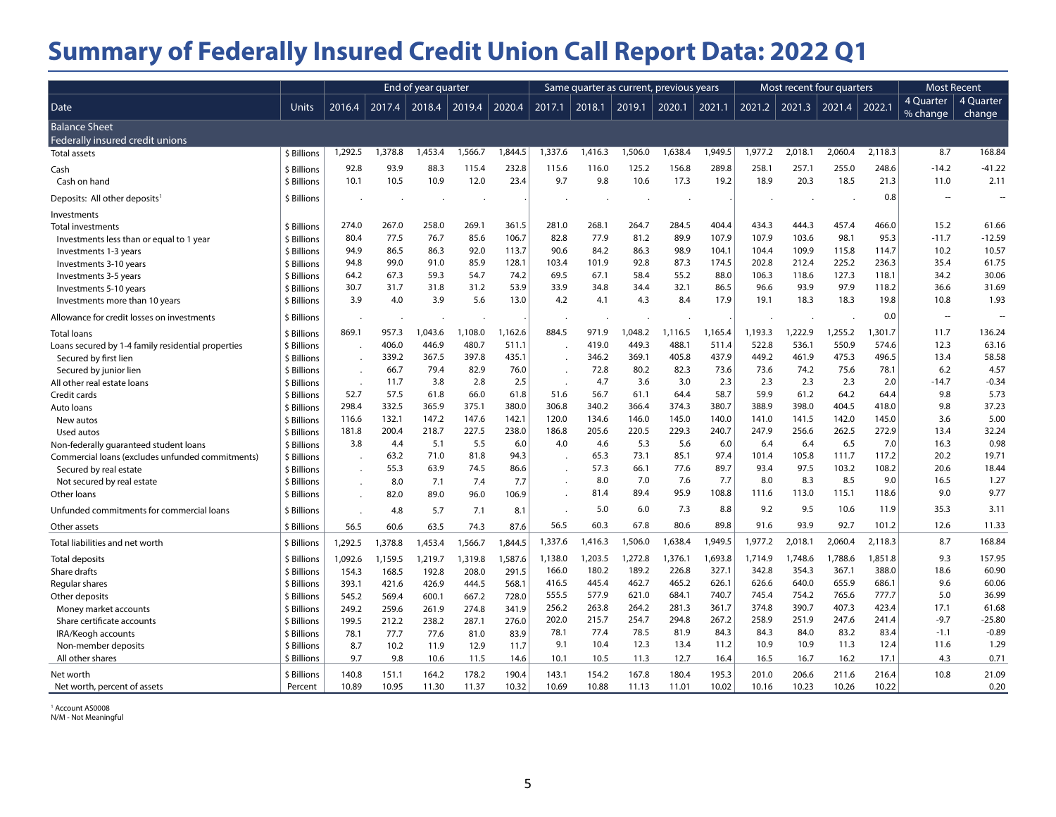# Summary of Federally Insured Credit Union Call Report Data: 2022 Q1

| Date | Units | End of year quarter | | | | | Same quarter as current, previous years | | | | | Most recent four quarters | | | | Most Recent | |
|---|---|---|---|---|---|---|---|---|---|---|---|---|---|---|---|---|---|
| | | 2016.4 | 2017.4 | 2018.4 | 2019.4 | 2020.4 | 2017.1 | 2018.1 | 2019.1 | 2020.1 | 2021.1 | 2021.2 | 2021.3 | 2021.4 | 2022.1 | 4 Quarter % change | 4 Quarter change |
| **Balance Sheet** | | | | | | | | | | | | | | | | | |
| **Federally insured credit unions** | | | | | | | | | | | | | | | | | |
| Total assets | $ Billions | 1,292.5 | 1,378.8 | 1,453.4 | 1,566.7 | 1,844.5 | 1,337.6 | 1,416.3 | 1,506.0 | 1,638.4 | 1,949.5 | 1,977.2 | 2,018.1 | 2,060.4 | 2,118.3 | 8.7 | 168.84 |
| Cash | $ Billions | 92.8 | 93.9 | 88.3 | 115.4 | 232.8 | 115.6 | 116.0 | 125.2 | 156.8 | 289.8 | 258.1 | 257.1 | 255.0 | 248.6 | -14.2 | -41.22 |
| Cash on hand | $ Billions | 10.1 | 10.5 | 10.9 | 12.0 | 23.4 | 9.7 | 9.8 | 10.6 | 17.3 | 19.2 | 18.9 | 20.3 | 18.5 | 21.3 | 11.0 | 2.11 |
| Deposits: All other deposits[1] | $ Billions | . | . | . | . | . | . | . | . | . | . | . | . | . | 0.8 | -- | -- |
| Investments | | | | | | | | | | | | | | | | | |
| Total investments | $ Billions | 274.0 | 267.0 | 258.0 | 269.1 | 361.5 | 281.0 | 268.1 | 264.7 | 284.5 | 404.4 | 434.3 | 444.3 | 457.4 | 466.0 | 15.2 | 61.66 |
| Investments less than or equal to 1 year | $ Billions | 80.4 | 77.5 | 76.7 | 85.6 | 106.7 | 82.8 | 77.9 | 81.2 | 89.9 | 107.9 | 107.9 | 103.6 | 98.1 | 95.3 | -11.7 | -12.59 |
| Investments 1-3 years | $ Billions | 94.9 | 86.5 | 86.3 | 92.0 | 113.7 | 90.6 | 84.2 | 86.3 | 98.9 | 104.1 | 104.4 | 109.9 | 115.8 | 114.7 | 10.2 | 10.57 |
| Investments 3-10 years | $ Billions | 94.8 | 99.0 | 91.0 | 85.9 | 128.1 | 103.4 | 101.9 | 92.8 | 87.3 | 174.5 | 202.8 | 212.4 | 225.2 | 236.3 | 35.4 | 61.75 |
| Investments 3-5 years | $ Billions | 64.2 | 67.3 | 59.3 | 54.7 | 74.2 | 69.5 | 67.1 | 58.4 | 55.2 | 88.0 | 106.3 | 118.6 | 127.3 | 118.1 | 34.2 | 30.06 |
| Investments 5-10 years | $ Billions | 30.7 | 31.7 | 31.8 | 31.2 | 53.9 | 33.9 | 34.8 | 34.4 | 32.1 | 86.5 | 96.6 | 93.9 | 97.9 | 118.2 | 36.6 | 31.69 |
| Investments more than 10 years | $ Billions | 3.9 | 4.0 | 3.9 | 5.6 | 13.0 | 4.2 | 4.1 | 4.3 | 8.4 | 17.9 | 19.1 | 18.3 | 18.3 | 19.8 | 10.8 | 1.93 |
| Allowance for credit losses on investments | $ Billions | . | . | . | . | . | . | . | . | . | . | . | . | . | 0.0 | -- | -- |
| Total loans | $ Billions | 869.1 | 957.3 | 1,043.6 | 1,108.0 | 1,162.6 | 884.5 | 971.9 | 1,048.2 | 1,116.5 | 1,165.4 | 1,193.3 | 1,222.9 | 1,255.2 | 1,301.7 | 11.7 | 136.24 |
| Loans secured by 1-4 family residential properties | $ Billions | . | 406.0 | 446.9 | 480.7 | 511.1 | . | 419.0 | 449.3 | 488.1 | 511.4 | 522.8 | 536.1 | 550.9 | 574.6 | 12.3 | 63.16 |
| Secured by first lien | $ Billions | . | 339.2 | 367.5 | 397.8 | 435.1 | . | 346.2 | 369.1 | 405.8 | 437.9 | 449.2 | 461.9 | 475.3 | 496.5 | 13.4 | 58.58 |
| Secured by junior lien | $ Billions | . | 66.7 | 79.4 | 82.9 | 76.0 | . | 72.8 | 80.2 | 82.3 | 73.6 | 73.6 | 74.2 | 75.6 | 78.1 | 6.2 | 4.57 |
| All other real estate loans | $ Billions | . | 11.7 | 3.8 | 2.8 | 2.5 | . | 4.7 | 3.6 | 3.0 | 2.3 | 2.3 | 2.3 | 2.3 | 2.0 | -14.7 | -0.34 |
| Credit cards | $ Billions | 52.7 | 57.5 | 61.8 | 66.0 | 61.8 | 51.6 | 56.7 | 61.1 | 64.4 | 58.7 | 59.9 | 61.2 | 64.2 | 64.4 | 9.8 | 5.73 |
| Auto loans | $ Billions | 298.4 | 332.5 | 365.9 | 375.1 | 380.0 | 306.8 | 340.2 | 366.4 | 374.3 | 380.7 | 388.9 | 398.0 | 404.5 | 418.0 | 9.8 | 37.23 |
| New autos | $ Billions | 116.6 | 132.1 | 147.2 | 147.6 | 142.1 | 120.0 | 134.6 | 146.0 | 145.0 | 140.0 | 141.0 | 141.5 | 142.0 | 145.0 | 3.6 | 5.00 |
| Used autos | $ Billions | 181.8 | 200.4 | 218.7 | 227.5 | 238.0 | 186.8 | 205.6 | 220.5 | 229.3 | 240.7 | 247.9 | 256.6 | 262.5 | 272.9 | 13.4 | 32.24 |
| Non-federally guaranteed student loans | $ Billions | 3.8 | 4.4 | 5.1 | 5.5 | 6.0 | 4.0 | 4.6 | 5.3 | 5.6 | 6.0 | 6.4 | 6.4 | 6.5 | 7.0 | 16.3 | 0.98 |
| Commercial loans (excludes unfunded commitments) | $ Billions | . | 63.2 | 71.0 | 81.8 | 94.3 | . | 65.3 | 73.1 | 85.1 | 97.4 | 101.4 | 105.8 | 111.7 | 117.2 | 20.2 | 19.71 |
| Secured by real estate | $ Billions | . | 55.3 | 63.9 | 74.5 | 86.6 | . | 57.3 | 66.1 | 77.6 | 89.7 | 93.4 | 97.5 | 103.2 | 108.2 | 20.6 | 18.44 |
| Not secured by real estate | $ Billions | . | 8.0 | 7.1 | 7.4 | 7.7 | . | 8.0 | 7.0 | 7.6 | 7.7 | 8.0 | 8.3 | 8.5 | 9.0 | 16.5 | 1.27 |
| Other loans | $ Billions | . | 82.0 | 89.0 | 96.0 | 106.9 | . | 81.4 | 89.4 | 95.9 | 108.8 | 111.6 | 113.0 | 115.1 | 118.6 | 9.0 | 9.77 |
| Unfunded commitments for commercial loans | $ Billions | . | 4.8 | 5.7 | 7.1 | 8.1 | . | 5.0 | 6.0 | 7.3 | 8.8 | 9.2 | 9.5 | 10.6 | 11.9 | 35.3 | 3.11 |
| Other assets | $ Billions | 56.5 | 60.6 | 63.5 | 74.3 | 87.6 | 56.5 | 60.3 | 67.8 | 80.6 | 89.8 | 91.6 | 93.9 | 92.7 | 101.2 | 12.6 | 11.33 |
| Total liabilities and net worth | $ Billions | 1,292.5 | 1,378.8 | 1,453.4 | 1,566.7 | 1,844.5 | 1,337.6 | 1,416.3 | 1,506.0 | 1,638.4 | 1,949.5 | 1,977.2 | 2,018.1 | 2,060.4 | 2,118.3 | 8.7 | 168.84 |
| Total deposits | $ Billions | 1,092.6 | 1,159.5 | 1,219.7 | 1,319.8 | 1,587.6 | 1,138.0 | 1,203.5 | 1,272.8 | 1,376.1 | 1,693.8 | 1,714.9 | 1,748.6 | 1,788.6 | 1,851.8 | 9.3 | 157.95 |
| Share drafts | $ Billions | 154.3 | 168.5 | 192.8 | 208.0 | 291.5 | 166.0 | 180.2 | 189.2 | 226.8 | 327.1 | 342.8 | 354.3 | 367.1 | 388.0 | 18.6 | 60.90 |
| Regular shares | $ Billions | 393.1 | 421.6 | 426.9 | 444.5 | 568.1 | 416.5 | 445.4 | 462.7 | 465.2 | 626.1 | 626.6 | 640.0 | 655.9 | 686.1 | 9.6 | 60.06 |
| Other deposits | $ Billions | 545.2 | 569.4 | 600.1 | 667.2 | 728.0 | 555.5 | 577.9 | 621.0 | 684.1 | 740.7 | 745.4 | 754.2 | 765.6 | 777.7 | 5.0 | 36.99 |
| Money market accounts | $ Billions | 249.2 | 259.6 | 261.9 | 274.8 | 341.9 | 256.2 | 263.8 | 264.2 | 281.3 | 361.7 | 374.8 | 390.7 | 407.3 | 423.4 | 17.1 | 61.68 |
| Share certificate accounts | $ Billions | 199.5 | 212.2 | 238.2 | 287.1 | 276.0 | 202.0 | 215.7 | 254.7 | 294.8 | 267.2 | 258.9 | 251.9 | 247.6 | 241.4 | -9.7 | -25.80 |
| IRA/Keogh accounts | $ Billions | 78.1 | 77.7 | 77.6 | 81.0 | 83.9 | 78.1 | 77.4 | 78.5 | 81.9 | 84.3 | 84.3 | 84.0 | 83.2 | 83.4 | -1.1 | -0.89 |
| Non-member deposits | $ Billions | 8.7 | 10.2 | 11.9 | 12.9 | 11.7 | 9.1 | 10.4 | 12.3 | 13.4 | 11.2 | 10.9 | 10.9 | 11.3 | 12.4 | 11.6 | 1.29 |
| All other shares | $ Billions | 9.7 | 9.8 | 10.6 | 11.5 | 14.6 | 10.1 | 10.5 | 11.3 | 12.7 | 16.4 | 16.5 | 16.7 | 16.2 | 17.1 | 4.3 | 0.71 |
| Net worth | $ Billions | 140.8 | 151.1 | 164.2 | 178.2 | 190.4 | 143.1 | 154.2 | 167.8 | 180.4 | 195.3 | 201.0 | 206.6 | 211.6 | 216.4 | 10.8 | 21.09 |
| Net worth, percent of assets | Percent | 10.89 | 10.95 | 11.30 | 11.37 | 10.32 | 10.69 | 10.88 | 11.13 | 11.01 | 10.02 | 10.16 | 10.23 | 10.26 | 10.22 | | 0.20 |

[1] Account AS0008

N/M - Not Meaningful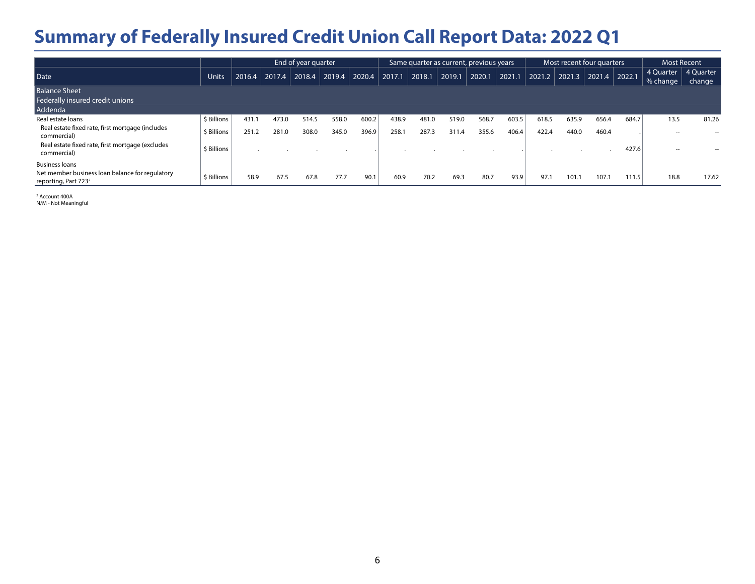# Summary of Federally Insured Credit Union Call Report Data: 2022 Q1

| | | End of year quarter | | | | | Same quarter as current, previous years | | | | | Most recent four quarters | | | | Most Recent | |
|---|---|---|---|---|---|---|---|---|---|---|---|---|---|---|---|---|---|
| Date | Units | 2016.4 | 2017.4 | 2018.4 | 2019.4 | 2020.4 | 2017.1 | 2018.1 | 2019.1 | 2020.1 | 2021.1 | 2021.2 | 2021.3 | 2021.4 | 2022.1 | 4 Quarter % change | 4 Quarter change |
| Balance Sheet | | | | | | | | | | | | | | | | | |
| Federally insured credit unions | | | | | | | | | | | | | | | | | |
| Addenda | | | | | | | | | | | | | | | | | |
| Real estate loans | $ Billions | 431.1 | 473.0 | 514.5 | 558.0 | 600.2 | 438.9 | 481.0 | 519.0 | 568.7 | 603.5 | 618.5 | 635.9 | 656.4 | 684.7 | 13.5 | 81.26 |
| Real estate fixed rate, first mortgage (includes commercial) | $ Billions | 251.2 | 281.0 | 308.0 | 345.0 | 396.9 | 258.1 | 287.3 | 311.4 | 355.6 | 406.4 | 422.4 | 440.0 | 460.4 | . | -- | -- |
| Real estate fixed rate, first mortgage (excludes commercial) | $ Billions | . | . | . | . | . | . | . | . | . | . | . | . | . | 427.6 | -- | -- |
| Business loans | | | | | | | | | | | | | | | | | |
| Net member business loan balance for regulatory reporting, Part 723[2] | $ Billions | 58.9 | 67.5 | 67.8 | 77.7 | 90.1 | 60.9 | 70.2 | 69.3 | 80.7 | 93.9 | 97.1 | 101.1 | 107.1 | 111.5 | 18.8 | 17.62 |

[2] Account 400A

N/M - Not Meaningful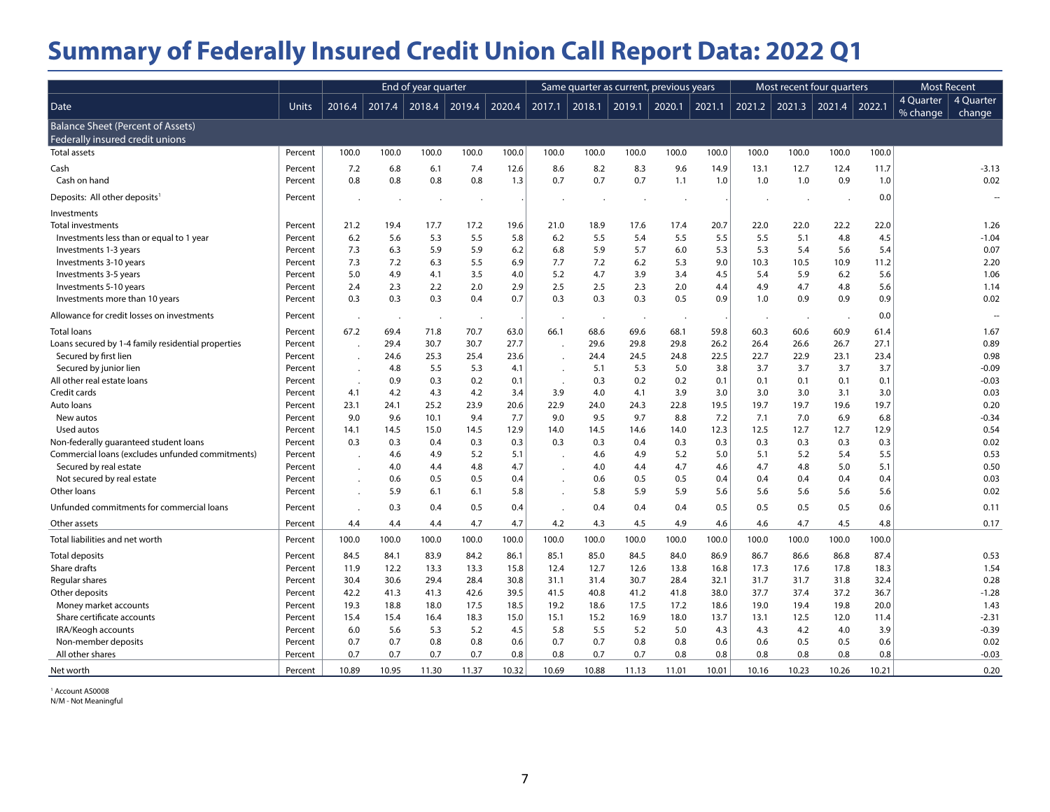# Summary of Federally Insured Credit Union Call Report Data: 2022 Q1

| Date | Units | End of year quarter | | | | | Same quarter as current, previous years | | | | | Most recent four quarters | | | | Most Recent | |
|---|---|---|---|---|---|---|---|---|---|---|---|---|---|---|---|---|---|
| | | 2016.4 | 2017.4 | 2018.4 | 2019.4 | 2020.4 | 2017.1 | 2018.1 | 2019.1 | 2020.1 | 2021.1 | 2021.2 | 2021.3 | 2021.4 | 2022.1 | 4 Quarter % change | 4 Quarter change |
| **Balance Sheet (Percent of Assets)** | | | | | | | | | | | | | | | | | |
| **Federally insured credit unions** | | | | | | | | | | | | | | | | | |
| Total assets | Percent | 100.0 | 100.0 | 100.0 | 100.0 | 100.0 | 100.0 | 100.0 | 100.0 | 100.0 | 100.0 | 100.0 | 100.0 | 100.0 | 100.0 | | |
| Cash | Percent | 7.2 | 6.8 | 6.1 | 7.4 | 12.6 | 8.6 | 8.2 | 8.3 | 9.6 | 14.9 | 13.1 | 12.7 | 12.4 | 11.7 | | -3.13 |
| Cash on hand | Percent | 0.8 | 0.8 | 0.8 | 0.8 | 1.3 | 0.7 | 0.7 | 0.7 | 1.1 | 1.0 | 1.0 | 1.0 | 0.9 | 1.0 | | 0.02 |
| Deposits: All other deposits[1] | Percent | . | . | . | . | . | . | . | . | . | . | . | . | . | 0.0 | | -- |
| Investments | | | | | | | | | | | | | | | | | |
| Total investments | Percent | 21.2 | 19.4 | 17.7 | 17.2 | 19.6 | 21.0 | 18.9 | 17.6 | 17.4 | 20.7 | 22.0 | 22.0 | 22.2 | 22.0 | | 1.26 |
| Investments less than or equal to 1 year | Percent | 6.2 | 5.6 | 5.3 | 5.5 | 5.8 | 6.2 | 5.5 | 5.4 | 5.5 | 5.5 | 5.5 | 5.1 | 4.8 | 4.5 | | -1.04 |
| Investments 1-3 years | Percent | 7.3 | 6.3 | 5.9 | 5.9 | 6.2 | 6.8 | 5.9 | 5.7 | 6.0 | 5.3 | 5.3 | 5.4 | 5.6 | 5.4 | | 0.07 |
| Investments 3-10 years | Percent | 7.3 | 7.2 | 6.3 | 5.5 | 6.9 | 7.7 | 7.2 | 6.2 | 5.3 | 9.0 | 10.3 | 10.5 | 10.9 | 11.2 | | 2.20 |
| Investments 3-5 years | Percent | 5.0 | 4.9 | 4.1 | 3.5 | 4.0 | 5.2 | 4.7 | 3.9 | 3.4 | 4.5 | 5.4 | 5.9 | 6.2 | 5.6 | | 1.06 |
| Investments 5-10 years | Percent | 2.4 | 2.3 | 2.2 | 2.0 | 2.9 | 2.5 | 2.5 | 2.3 | 2.0 | 4.4 | 4.9 | 4.7 | 4.8 | 5.6 | | 1.14 |
| Investments more than 10 years | Percent | 0.3 | 0.3 | 0.3 | 0.4 | 0.7 | 0.3 | 0.3 | 0.3 | 0.5 | 0.9 | 1.0 | 0.9 | 0.9 | 0.9 | | 0.02 |
| Allowance for credit losses on investments | Percent | . | . | . | . | . | . | . | . | . | . | . | . | . | 0.0 | | -- |
| Total loans | Percent | 67.2 | 69.4 | 71.8 | 70.7 | 63.0 | 66.1 | 68.6 | 69.6 | 68.1 | 59.8 | 60.3 | 60.6 | 60.9 | 61.4 | | 1.67 |
| Loans secured by 1-4 family residential properties | Percent | . | 29.4 | 30.7 | 30.7 | 27.7 | . | 29.6 | 29.8 | 29.8 | 26.2 | 26.4 | 26.6 | 26.7 | 27.1 | | 0.89 |
| Secured by first lien | Percent | . | 24.6 | 25.3 | 25.4 | 23.6 | . | 24.4 | 24.5 | 24.8 | 22.5 | 22.7 | 22.9 | 23.1 | 23.4 | | 0.98 |
| Secured by junior lien | Percent | . | 4.8 | 5.5 | 5.3 | 4.1 | . | 5.1 | 5.3 | 5.0 | 3.8 | 3.7 | 3.7 | 3.7 | 3.7 | | -0.09 |
| All other real estate loans | Percent | . | 0.9 | 0.3 | 0.2 | 0.1 | . | 0.3 | 0.2 | 0.2 | 0.1 | 0.1 | 0.1 | 0.1 | 0.1 | | -0.03 |
| Credit cards | Percent | 4.1 | 4.2 | 4.3 | 4.2 | 3.4 | 3.9 | 4.0 | 4.1 | 3.9 | 3.0 | 3.0 | 3.0 | 3.1 | 3.0 | | 0.03 |
| Auto loans | Percent | 23.1 | 24.1 | 25.2 | 23.9 | 20.6 | 22.9 | 24.0 | 24.3 | 22.8 | 19.5 | 19.7 | 19.7 | 19.6 | 19.7 | | 0.20 |
| New autos | Percent | 9.0 | 9.6 | 10.1 | 9.4 | 7.7 | 9.0 | 9.5 | 9.7 | 8.8 | 7.2 | 7.1 | 7.0 | 6.9 | 6.8 | | -0.34 |
| Used autos | Percent | 14.1 | 14.5 | 15.0 | 14.5 | 12.9 | 14.0 | 14.5 | 14.6 | 14.0 | 12.3 | 12.5 | 12.7 | 12.7 | 12.9 | | 0.54 |
| Non-federally guaranteed student loans | Percent | 0.3 | 0.3 | 0.4 | 0.3 | 0.3 | 0.3 | 0.3 | 0.4 | 0.3 | 0.3 | 0.3 | 0.3 | 0.3 | 0.3 | | 0.02 |
| Commercial loans (excludes unfunded commitments) | Percent | . | 4.6 | 4.9 | 5.2 | 5.1 | . | 4.6 | 4.9 | 5.2 | 5.0 | 5.1 | 5.2 | 5.4 | 5.5 | | 0.53 |
| Secured by real estate | Percent | . | 4.0 | 4.4 | 4.8 | 4.7 | . | 4.0 | 4.4 | 4.7 | 4.6 | 4.7 | 4.8 | 5.0 | 5.1 | | 0.50 |
| Not secured by real estate | Percent | . | 0.6 | 0.5 | 0.5 | 0.4 | . | 0.6 | 0.5 | 0.5 | 0.4 | 0.4 | 0.4 | 0.4 | 0.4 | | 0.03 |
| Other loans | Percent | . | 5.9 | 6.1 | 6.1 | 5.8 | . | 5.8 | 5.9 | 5.9 | 5.6 | 5.6 | 5.6 | 5.6 | 5.6 | | 0.02 |
| Unfunded commitments for commercial loans | Percent | . | 0.3 | 0.4 | 0.5 | 0.4 | . | 0.4 | 0.4 | 0.4 | 0.5 | 0.5 | 0.5 | 0.5 | 0.6 | | 0.11 |
| Other assets | Percent | 4.4 | 4.4 | 4.4 | 4.7 | 4.7 | 4.2 | 4.3 | 4.5 | 4.9 | 4.6 | 4.6 | 4.7 | 4.5 | 4.8 | | 0.17 |
| Total liabilities and net worth | Percent | 100.0 | 100.0 | 100.0 | 100.0 | 100.0 | 100.0 | 100.0 | 100.0 | 100.0 | 100.0 | 100.0 | 100.0 | 100.0 | 100.0 | | |
| Total deposits | Percent | 84.5 | 84.1 | 83.9 | 84.2 | 86.1 | 85.1 | 85.0 | 84.5 | 84.0 | 86.9 | 86.7 | 86.6 | 86.8 | 87.4 | | 0.53 |
| Share drafts | Percent | 11.9 | 12.2 | 13.3 | 13.3 | 15.8 | 12.4 | 12.7 | 12.6 | 13.8 | 16.8 | 17.3 | 17.6 | 17.8 | 18.3 | | 1.54 |
| Regular shares | Percent | 30.4 | 30.6 | 29.4 | 28.4 | 30.8 | 31.1 | 31.4 | 30.7 | 28.4 | 32.1 | 31.7 | 31.7 | 31.8 | 32.4 | | 0.28 |
| Other deposits | Percent | 42.2 | 41.3 | 41.3 | 42.6 | 39.5 | 41.5 | 40.8 | 41.2 | 41.8 | 38.0 | 37.7 | 37.4 | 37.2 | 36.7 | | -1.28 |
| Money market accounts | Percent | 19.3 | 18.8 | 18.0 | 17.5 | 18.5 | 19.2 | 18.6 | 17.5 | 17.2 | 18.6 | 19.0 | 19.4 | 19.8 | 20.0 | | 1.43 |
| Share certificate accounts | Percent | 15.4 | 15.4 | 16.4 | 18.3 | 15.0 | 15.1 | 15.2 | 16.9 | 18.0 | 13.7 | 13.1 | 12.5 | 12.0 | 11.4 | | -2.31 |
| IRA/Keogh accounts | Percent | 6.0 | 5.6 | 5.3 | 5.2 | 4.5 | 5.8 | 5.5 | 5.2 | 5.0 | 4.3 | 4.3 | 4.2 | 4.0 | 3.9 | | -0.39 |
| Non-member deposits | Percent | 0.7 | 0.7 | 0.8 | 0.8 | 0.6 | 0.7 | 0.7 | 0.8 | 0.8 | 0.6 | 0.6 | 0.5 | 0.5 | 0.6 | | 0.02 |
| All other shares | Percent | 0.7 | 0.7 | 0.7 | 0.7 | 0.8 | 0.8 | 0.7 | 0.7 | 0.8 | 0.8 | 0.8 | 0.8 | 0.8 | 0.8 | | -0.03 |
| Net worth | Percent | 10.89 | 10.95 | 11.30 | 11.37 | 10.32 | 10.69 | 10.88 | 11.13 | 11.01 | 10.01 | 10.16 | 10.23 | 10.26 | 10.21 | | 0.20 |

[1] Account AS0008

N/M - Not Meaningful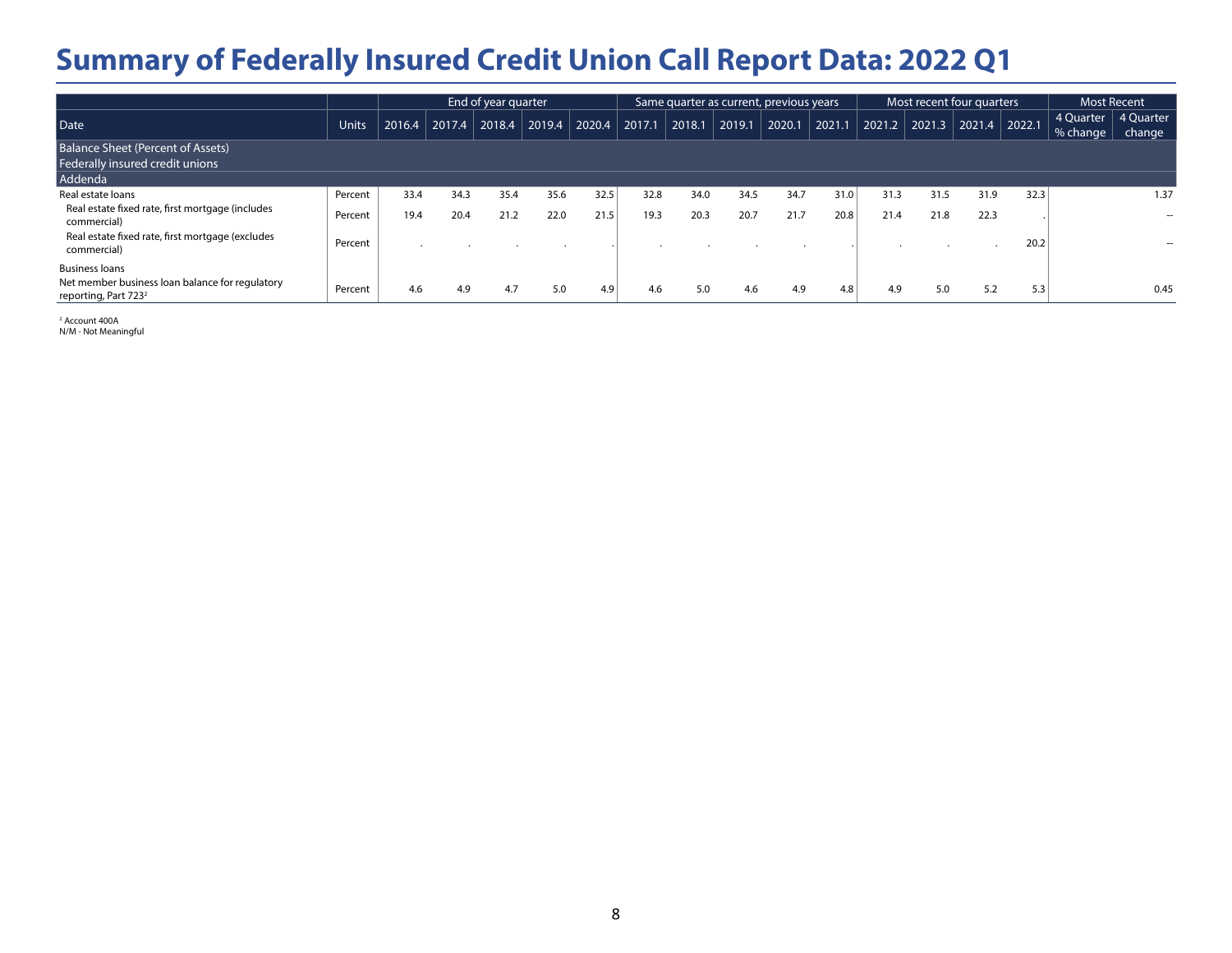# Summary of Federally Insured Credit Union Call Report Data: 2022 Q1

| Date | Units | End of year quarter | | | | | Same quarter as current, previous years | | | | | Most recent four quarters | | | | Most Recent | |
|---|---|---|---|---|---|---|---|---|---|---|---|---|---|---|---|---|---|
| | | 2016.4 | 2017.4 | 2018.4 | 2019.4 | 2020.4 | 2017.1 | 2018.1 | 2019.1 | 2020.1 | 2021.1 | 2021.2 | 2021.3 | 2021.4 | 2022.1 | 4 Quarter % change | 4 Quarter change |
| **Balance Sheet (Percent of Assets)** | | | | | | | | | | | | | | | | | |
| **Federally insured credit unions** | | | | | | | | | | | | | | | | | |
| **Addenda** | | | | | | | | | | | | | | | | | |
| Real estate loans | Percent | 33.4 | 34.3 | 35.4 | 35.6 | 32.5 | 32.8 | 34.0 | 34.5 | 34.7 | 31.0 | 31.3 | 31.5 | 31.9 | 32.3 | | 1.37 |
| Real estate fixed rate, first mortgage (includes commercial) | Percent | 19.4 | 20.4 | 21.2 | 22.0 | 21.5 | 19.3 | 20.3 | 20.7 | 21.7 | 20.8 | 21.4 | 21.8 | 22.3 | . | | -- |
| Real estate fixed rate, first mortgage (excludes commercial) | Percent | . | . | . | . | . | . | . | . | . | . | . | . | . | 20.2 | | -- |
| Business loans | | | | | | | | | | | | | | | | | |
| Net member business loan balance for regulatory reporting, Part 723[2] | Percent | 4.6 | 4.9 | 4.7 | 5.0 | 4.9 | 4.6 | 5.0 | 4.6 | 4.9 | 4.8 | 4.9 | 5.0 | 5.2 | 5.3 | | 0.45 |

[2] Account 400A
N/M - Not Meaningful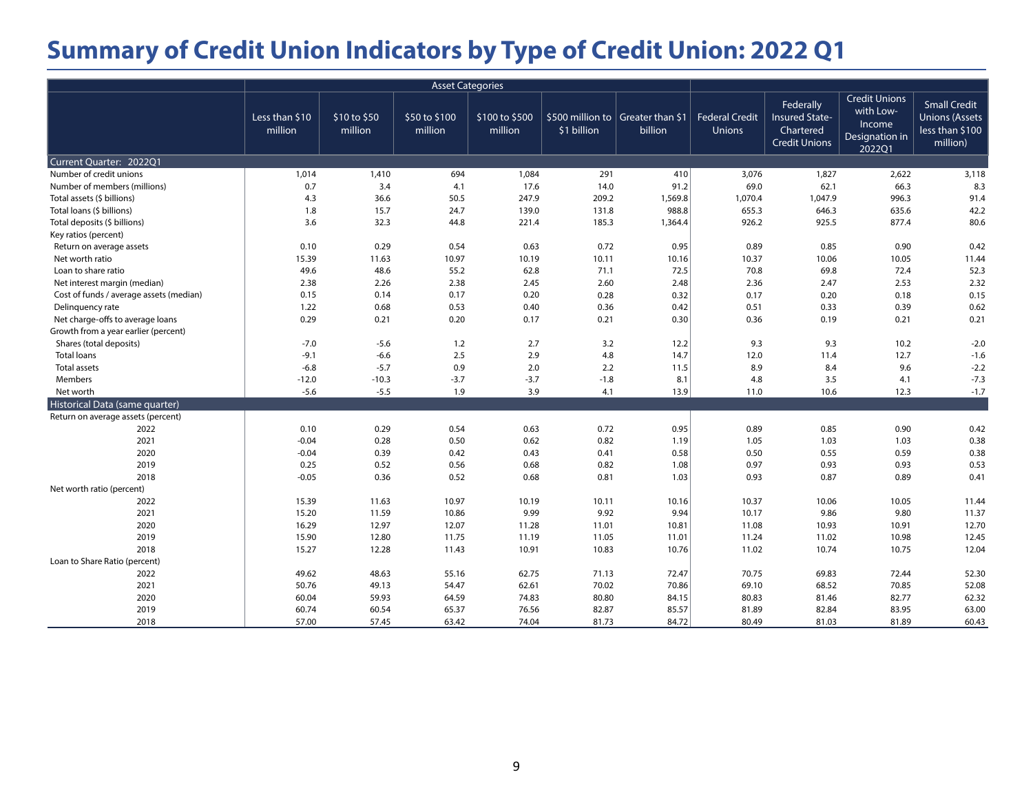# Summary of Credit Union Indicators by Type of Credit Union: 2022 Q1

| | Asset Categories | | | | | | | | | |
|---|---|---|---|---|---|---|---|---|---|---|
| | Less than $10 million | $10 to $50 million | $50 to $100 million | $100 to $500 million | $500 million to $1 billion | Greater than $1 billion | Federal Credit Unions | Federally Insured State-Chartered Credit Unions | Credit Unions with Low-Income Designation in 2022Q1 | Small Credit Unions (Assets less than $100 million) |
| Current Quarter: 2022Q1 | | | | | | | | | | |
| Number of credit unions | 1,014 | 1,410 | 694 | 1,084 | 291 | 410 | 3,076 | 1,827 | 2,622 | 3,118 |
| Number of members (millions) | 0.7 | 3.4 | 4.1 | 17.6 | 14.0 | 91.2 | 69.0 | 62.1 | 66.3 | 8.3 |
| Total assets ($ billions) | 4.3 | 36.6 | 50.5 | 247.9 | 209.2 | 1,569.8 | 1,070.4 | 1,047.9 | 996.3 | 91.4 |
| Total loans ($ billions) | 1.8 | 15.7 | 24.7 | 139.0 | 131.8 | 988.8 | 655.3 | 646.3 | 635.6 | 42.2 |
| Total deposits ($ billions) | 3.6 | 32.3 | 44.8 | 221.4 | 185.3 | 1,364.4 | 926.2 | 925.5 | 877.4 | 80.6 |
| Key ratios (percent) | | | | | | | | | | |
| Return on average assets | 0.10 | 0.29 | 0.54 | 0.63 | 0.72 | 0.95 | 0.89 | 0.85 | 0.90 | 0.42 |
| Net worth ratio | 15.39 | 11.63 | 10.97 | 10.19 | 10.11 | 10.16 | 10.37 | 10.06 | 10.05 | 11.44 |
| Loan to share ratio | 49.6 | 48.6 | 55.2 | 62.8 | 71.1 | 72.5 | 70.8 | 69.8 | 72.4 | 52.3 |
| Net interest margin (median) | 2.38 | 2.26 | 2.38 | 2.45 | 2.60 | 2.48 | 2.36 | 2.47 | 2.53 | 2.32 |
| Cost of funds / average assets (median) | 0.15 | 0.14 | 0.17 | 0.20 | 0.28 | 0.32 | 0.17 | 0.20 | 0.18 | 0.15 |
| Delinquency rate | 1.22 | 0.68 | 0.53 | 0.40 | 0.36 | 0.42 | 0.51 | 0.33 | 0.39 | 0.62 |
| Net charge-offs to average loans | 0.29 | 0.21 | 0.20 | 0.17 | 0.21 | 0.30 | 0.36 | 0.19 | 0.21 | 0.21 |
| Growth from a year earlier (percent) | | | | | | | | | | |
| Shares (total deposits) | -7.0 | -5.6 | 1.2 | 2.7 | 3.2 | 12.2 | 9.3 | 9.3 | 10.2 | -2.0 |
| Total loans | -9.1 | -6.6 | 2.5 | 2.9 | 4.8 | 14.7 | 12.0 | 11.4 | 12.7 | -1.6 |
| Total assets | -6.8 | -5.7 | 0.9 | 2.0 | 2.2 | 11.5 | 8.9 | 8.4 | 9.6 | -2.2 |
| Members | -12.0 | -10.3 | -3.7 | -3.7 | -1.8 | 8.1 | 4.8 | 3.5 | 4.1 | -7.3 |
| Net worth | -5.6 | -5.5 | 1.9 | 3.9 | 4.1 | 13.9 | 11.0 | 10.6 | 12.3 | -1.7 |
| Historical Data (same quarter) | | | | | | | | | | |
| Return on average assets (percent) | | | | | | | | | | |
| 2022 | 0.10 | 0.29 | 0.54 | 0.63 | 0.72 | 0.95 | 0.89 | 0.85 | 0.90 | 0.42 |
| 2021 | -0.04 | 0.28 | 0.50 | 0.62 | 0.82 | 1.19 | 1.05 | 1.03 | 1.03 | 0.38 |
| 2020 | -0.04 | 0.39 | 0.42 | 0.43 | 0.41 | 0.58 | 0.50 | 0.55 | 0.59 | 0.38 |
| 2019 | 0.25 | 0.52 | 0.56 | 0.68 | 0.82 | 1.08 | 0.97 | 0.93 | 0.93 | 0.53 |
| 2018 | -0.05 | 0.36 | 0.52 | 0.68 | 0.81 | 1.03 | 0.93 | 0.87 | 0.89 | 0.41 |
| Net worth ratio (percent) | | | | | | | | | | |
| 2022 | 15.39 | 11.63 | 10.97 | 10.19 | 10.11 | 10.16 | 10.37 | 10.06 | 10.05 | 11.44 |
| 2021 | 15.20 | 11.59 | 10.86 | 9.99 | 9.92 | 9.94 | 10.17 | 9.86 | 9.80 | 11.37 |
| 2020 | 16.29 | 12.97 | 12.07 | 11.28 | 11.01 | 10.81 | 11.08 | 10.93 | 10.91 | 12.70 |
| 2019 | 15.90 | 12.80 | 11.75 | 11.19 | 11.05 | 11.01 | 11.24 | 11.02 | 10.98 | 12.45 |
| 2018 | 15.27 | 12.28 | 11.43 | 10.91 | 10.83 | 10.76 | 11.02 | 10.74 | 10.75 | 12.04 |
| Loan to Share Ratio (percent) | | | | | | | | | | |
| 2022 | 49.62 | 48.63 | 55.16 | 62.75 | 71.13 | 72.47 | 70.75 | 69.83 | 72.44 | 52.30 |
| 2021 | 50.76 | 49.13 | 54.47 | 62.61 | 70.02 | 70.86 | 69.10 | 68.52 | 70.85 | 52.08 |
| 2020 | 60.04 | 59.93 | 64.59 | 74.83 | 80.80 | 84.15 | 80.83 | 81.46 | 82.77 | 62.32 |
| 2019 | 60.74 | 60.54 | 65.37 | 76.56 | 82.87 | 85.57 | 81.89 | 82.84 | 83.95 | 63.00 |
| 2018 | 57.00 | 57.45 | 63.42 | 74.04 | 81.73 | 84.72 | 80.49 | 81.03 | 81.89 | 60.43 |